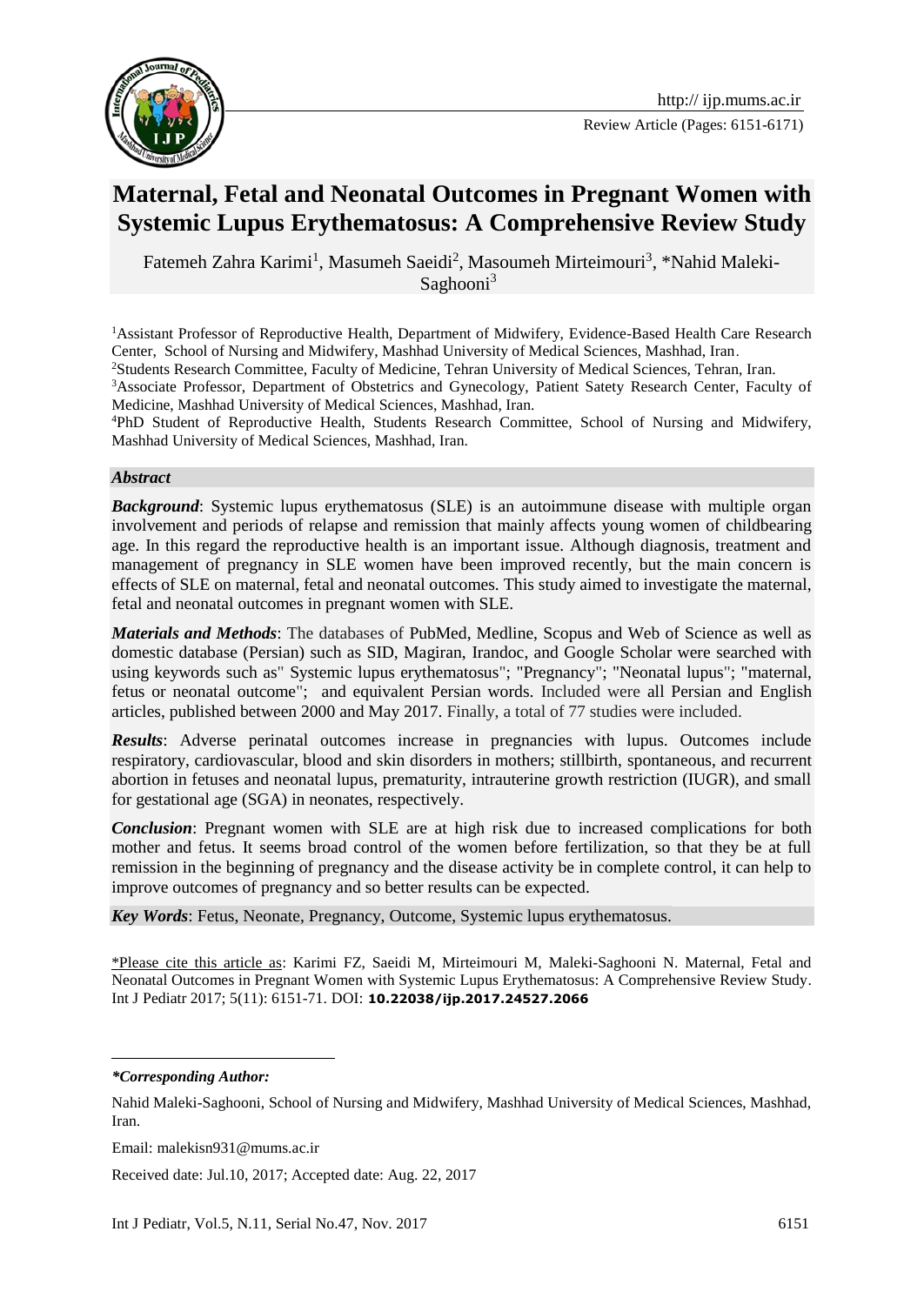Review Article (Pages: 6151-6171)

# Maternal, Fetal and Neonatal Outcomes in Pregnant Women with Systemic Lupus Erythematosus: A Comprehensive Review Study

Fatemeh Zahra Karimi[1], Masumeh Saeidi[2], Masoumeh Mirteimouri[3], *Nahid Maleki-Saghooni[3]

[1]Assistant Professor of Reproductive Health, Department of Midwifery, Evidence-Based Health Care Research Center, School of Nursing and Midwifery, Mashhad University of Medical Sciences, Mashhad, Iran.

[2]Students Research Committee, Faculty of Medicine, Tehran University of Medical Sciences, Tehran, Iran.

[3]Associate Professor, Department of Obstetrics and Gynecology, Patient Satety Research Center, Faculty of Medicine, Mashhad University of Medical Sciences, Mashhad, Iran.

[4]PhD Student of Reproductive Health, Students Research Committee, School of Nursing and Midwifery, Mashhad University of Medical Sciences, Mashhad, Iran.

### *Abstract*

***Background***: Systemic lupus erythematosus (SLE) is an autoimmune disease with multiple organ involvement and periods of relapse and remission that mainly affects young women of childbearing age. In this regard the reproductive health is an important issue. Although diagnosis, treatment and management of pregnancy in SLE women have been improved recently, but the main concern is effects of SLE on maternal, fetal and neonatal outcomes. This study aimed to investigate the maternal, fetal and neonatal outcomes in pregnant women with SLE.

***Materials and Methods***: The databases of PubMed, Medline, Scopus and Web of Science as well as domestic database (Persian) such as SID, Magiran, Irandoc, and Google Scholar were searched with using keywords such as" Systemic lupus erythematosus"; "Pregnancy"; "Neonatal lupus"; "maternal, fetus or neonatal outcome"; and equivalent Persian words. Included were all Persian and English articles, published between 2000 and May 2017. Finally, a total of 77 studies were included.

***Results***: Adverse perinatal outcomes increase in pregnancies with lupus. Outcomes include respiratory, cardiovascular, blood and skin disorders in mothers; stillbirth, spontaneous, and recurrent abortion in fetuses and neonatal lupus, prematurity, intrauterine growth restriction (IUGR), and small for gestational age (SGA) in neonates, respectively.

***Conclusion***: Pregnant women with SLE are at high risk due to increased complications for both mother and fetus. It seems broad control of the women before fertilization, so that they be at full remission in the beginning of pregnancy and the disease activity be in complete control, it can help to improve outcomes of pregnancy and so better results can be expected.

***Key Words***: Fetus, Neonate, Pregnancy, Outcome, Systemic lupus erythematosus.

\*Please cite this article as: Karimi FZ, Saeidi M, Mirteimouri M, Maleki-Saghooni N. Maternal, Fetal and Neonatal Outcomes in Pregnant Women with Systemic Lupus Erythematosus: A Comprehensive Review Study. Int J Pediatr 2017; 5(11): 6151-71. DOI: **10.22038/ijp.2017.24527.2066**

***\*Corresponding Author:***

Nahid Maleki-Saghooni, School of Nursing and Midwifery, Mashhad University of Medical Sciences, Mashhad, Iran.

Email: malekisn931@mums.ac.ir

Received date: Jul.10, 2017; Accepted date: Aug. 22, 2017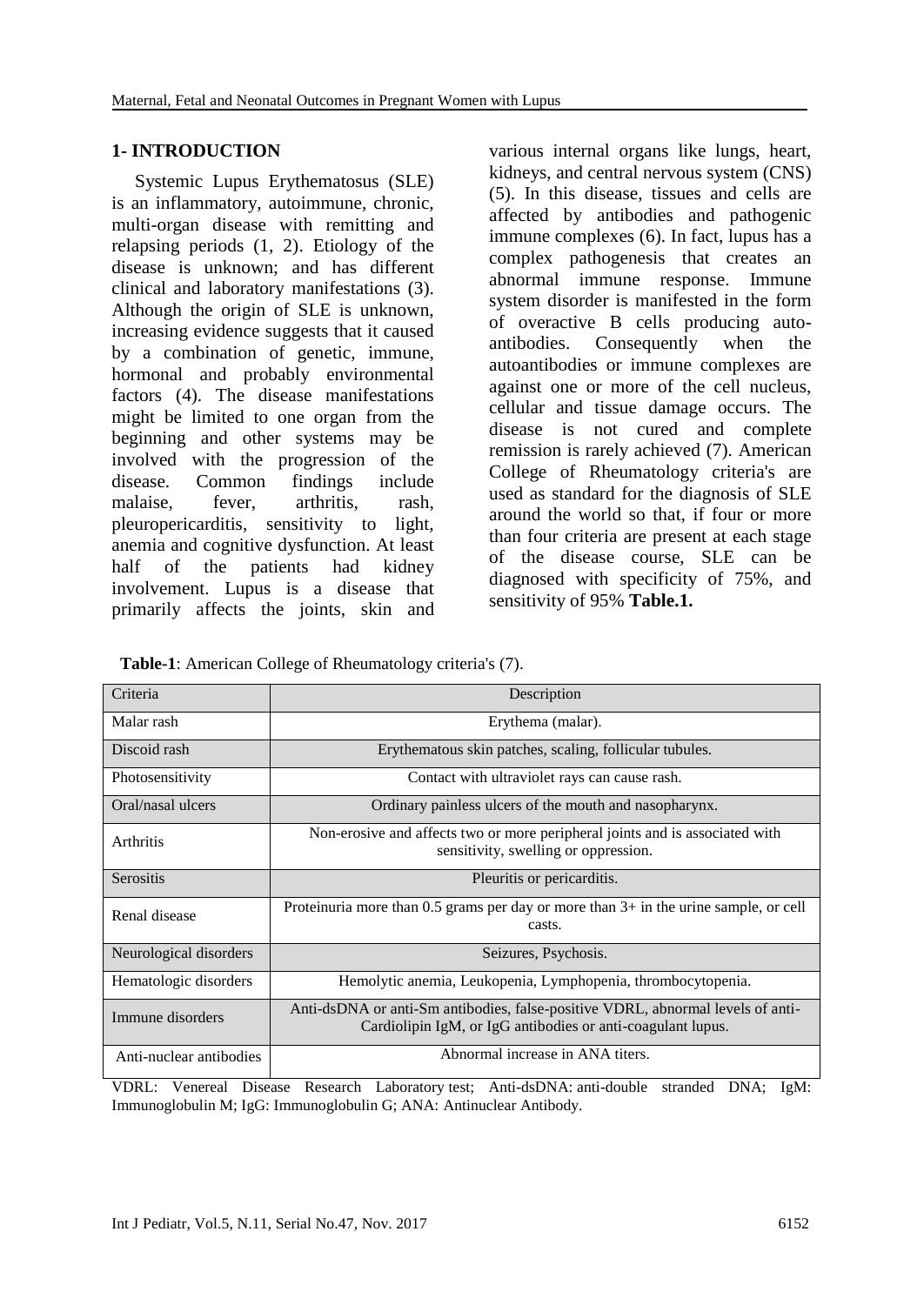## 1- INTRODUCTION

Systemic Lupus Erythematosus (SLE) is an inflammatory, autoimmune, chronic, multi-organ disease with remitting and relapsing periods (1, 2). Etiology of the disease is unknown; and has different clinical and laboratory manifestations (3). Although the origin of SLE is unknown, increasing evidence suggests that it caused by a combination of genetic, immune, hormonal and probably environmental factors (4). The disease manifestations might be limited to one organ from the beginning and other systems may be involved with the progression of the disease. Common findings include malaise, fever, arthritis, rash, pleuropericarditis, sensitivity to light, anemia and cognitive dysfunction. At least half of the patients had kidney involvement. Lupus is a disease that primarily affects the joints, skin and various internal organs like lungs, heart, kidneys, and central nervous system (CNS) (5). In this disease, tissues and cells are affected by antibodies and pathogenic immune complexes (6). In fact, lupus has a complex pathogenesis that creates an abnormal immune response. Immune system disorder is manifested in the form of overactive B cells producing auto-antibodies. Consequently when the autoantibodies or immune complexes are against one or more of the cell nucleus, cellular and tissue damage occurs. The disease is not cured and complete remission is rarely achieved (7). American College of Rheumatology criteria's are used as standard for the diagnosis of SLE around the world so that, if four or more than four criteria are present at each stage of the disease course, SLE can be diagnosed with specificity of 75%, and sensitivity of 95% **Table.1.**

**Table-1**: American College of Rheumatology criteria's (7).

| Criteria | Description |
|---|---|
| Malar rash | Erythema (malar). |
| Discoid rash | Erythematous skin patches, scaling, follicular tubules. |
| Photosensitivity | Contact with ultraviolet rays can cause rash. |
| Oral/nasal ulcers | Ordinary painless ulcers of the mouth and nasopharynx. |
| Arthritis | Non-erosive and affects two or more peripheral joints and is associated with sensitivity, swelling or oppression. |
| Serositis | Pleuritis or pericarditis. |
| Renal disease | Proteinuria more than 0.5 grams per day or more than 3+ in the urine sample, or cell casts. |
| Neurological disorders | Seizures, Psychosis. |
| Hematologic disorders | Hemolytic anemia, Leukopenia, Lymphopenia, thrombocytopenia. |
| Immune disorders | Anti-dsDNA or anti-Sm antibodies, false-positive VDRL, abnormal levels of anti-Cardiolipin IgM, or IgG antibodies or anti-coagulant lupus. |
| Anti-nuclear antibodies | Abnormal increase in ANA titers. |

VDRL: Venereal Disease Research Laboratory test; Anti-dsDNA: anti-double stranded DNA; IgM: Immunoglobulin M; IgG: Immunoglobulin G; ANA: Antinuclear Antibody.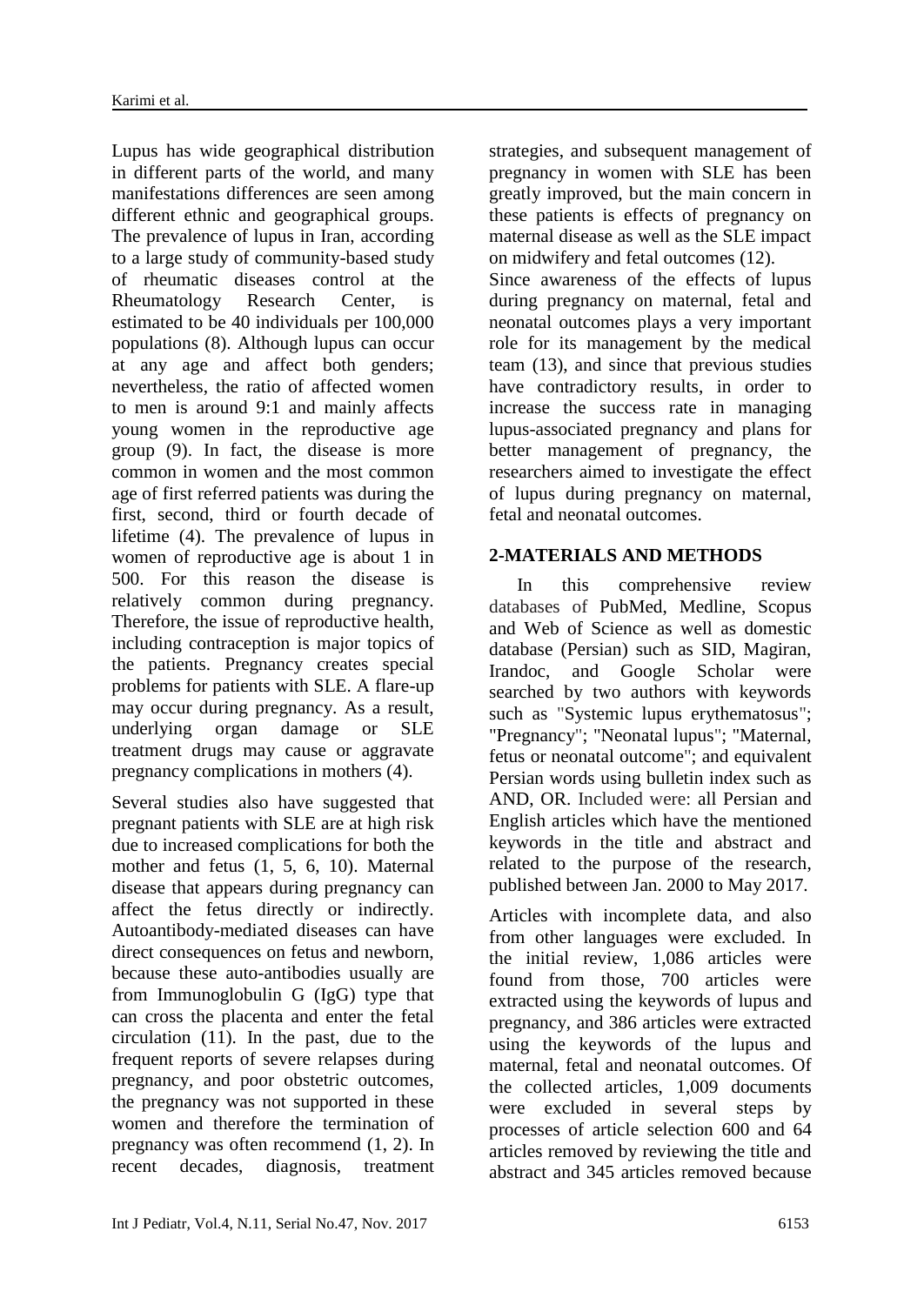Lupus has wide geographical distribution in different parts of the world, and many manifestations differences are seen among different ethnic and geographical groups. The prevalence of lupus in Iran, according to a large study of community-based study of rheumatic diseases control at the Rheumatology Research Center, is estimated to be 40 individuals per 100,000 populations (8). Although lupus can occur at any age and affect both genders; nevertheless, the ratio of affected women to men is around 9:1 and mainly affects young women in the reproductive age group (9). In fact, the disease is more common in women and the most common age of first referred patients was during the first, second, third or fourth decade of lifetime (4). The prevalence of lupus in women of reproductive age is about 1 in 500. For this reason the disease is relatively common during pregnancy. Therefore, the issue of reproductive health, including contraception is major topics of the patients. Pregnancy creates special problems for patients with SLE. A flare-up may occur during pregnancy. As a result, underlying organ damage or SLE treatment drugs may cause or aggravate pregnancy complications in mothers (4).

Several studies also have suggested that pregnant patients with SLE are at high risk due to increased complications for both the mother and fetus (1, 5, 6, 10). Maternal disease that appears during pregnancy can affect the fetus directly or indirectly. Autoantibody-mediated diseases can have direct consequences on fetus and newborn, because these auto-antibodies usually are from Immunoglobulin G (IgG) type that can cross the placenta and enter the fetal circulation (11). In the past, due to the frequent reports of severe relapses during pregnancy, and poor obstetric outcomes, the pregnancy was not supported in these women and therefore the termination of pregnancy was often recommend (1, 2). In recent decades, diagnosis, treatment strategies, and subsequent management of pregnancy in women with SLE has been greatly improved, but the main concern in these patients is effects of pregnancy on maternal disease as well as the SLE impact on midwifery and fetal outcomes (12).

Since awareness of the effects of lupus during pregnancy on maternal, fetal and neonatal outcomes plays a very important role for its management by the medical team (13), and since that previous studies have contradictory results, in order to increase the success rate in managing lupus-associated pregnancy and plans for better management of pregnancy, the researchers aimed to investigate the effect of lupus during pregnancy on maternal, fetal and neonatal outcomes.

## 2-MATERIALS AND METHODS

In this comprehensive review databases of PubMed, Medline, Scopus and Web of Science as well as domestic database (Persian) such as SID, Magiran, Irandoc, and Google Scholar were searched by two authors with keywords such as "Systemic lupus erythematosus"; "Pregnancy"; "Neonatal lupus"; "Maternal, fetus or neonatal outcome"; and equivalent Persian words using bulletin index such as AND, OR. Included were: all Persian and English articles which have the mentioned keywords in the title and abstract and related to the purpose of the research, published between Jan. 2000 to May 2017.

Articles with incomplete data, and also from other languages were excluded. In the initial review, 1,086 articles were found from those, 700 articles were extracted using the keywords of lupus and pregnancy, and 386 articles were extracted using the keywords of the lupus and maternal, fetal and neonatal outcomes. Of the collected articles, 1,009 documents were excluded in several steps by processes of article selection 600 and 64 articles removed by reviewing the title and abstract and 345 articles removed because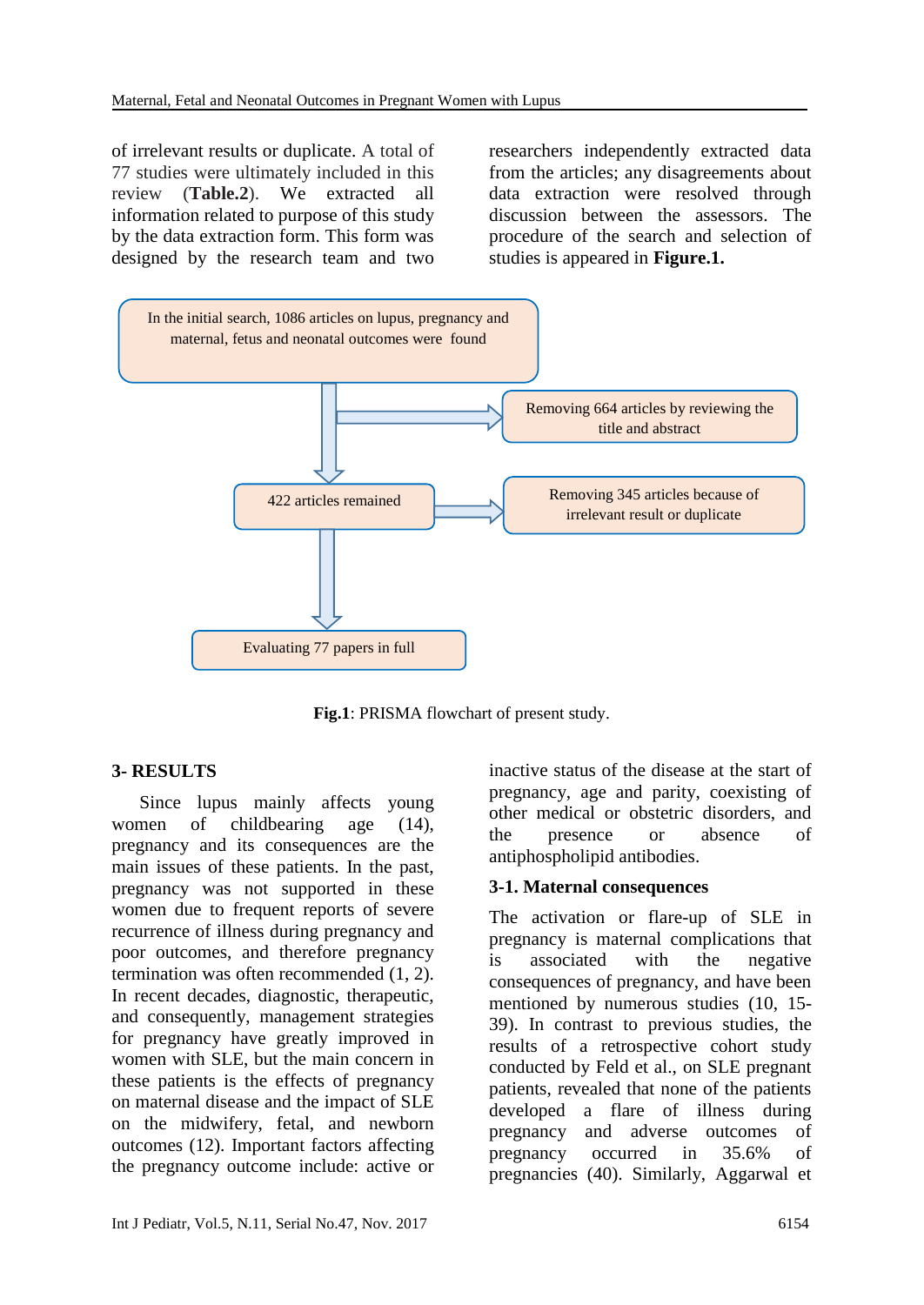of irrelevant results or duplicate. A total of 77 studies were ultimately included in this review (**Table.2**). We extracted all information related to purpose of this study by the data extraction form. This form was designed by the research team and two researchers independently extracted data from the articles; any disagreements about data extraction were resolved through discussion between the assessors. The procedure of the search and selection of studies is appeared in **Figure.1.**

In the initial search, 1086 articles on lupus, pregnancy and maternal, fetus and neonatal outcomes were found

Removing 664 articles by reviewing the title and abstract

422 articles remained

Removing 345 articles because of irrelevant result or duplicate

Evaluating 77 papers in full

**Fig.1**: PRISMA flowchart of present study.

## 3- RESULTS

Since lupus mainly affects young women of childbearing age (14), pregnancy and its consequences are the main issues of these patients. In the past, pregnancy was not supported in these women due to frequent reports of severe recurrence of illness during pregnancy and poor outcomes, and therefore pregnancy termination was often recommended (1, 2). In recent decades, diagnostic, therapeutic, and consequently, management strategies for pregnancy have greatly improved in women with SLE, but the main concern in these patients is the effects of pregnancy on maternal disease and the impact of SLE on the midwifery, fetal, and newborn outcomes (12). Important factors affecting the pregnancy outcome include: active or inactive status of the disease at the start of pregnancy, age and parity, coexisting of other medical or obstetric disorders, and the presence or absence of antiphospholipid antibodies.

### 3-1. Maternal consequences

The activation or flare-up of SLE in pregnancy is maternal complications that is associated with the negative consequences of pregnancy, and have been mentioned by numerous studies (10, 15-39). In contrast to previous studies, the results of a retrospective cohort study conducted by Feld et al., on SLE pregnant patients, revealed that none of the patients developed a flare of illness during pregnancy and adverse outcomes of pregnancy occurred in 35.6% of pregnancies (40). Similarly, Aggarwal et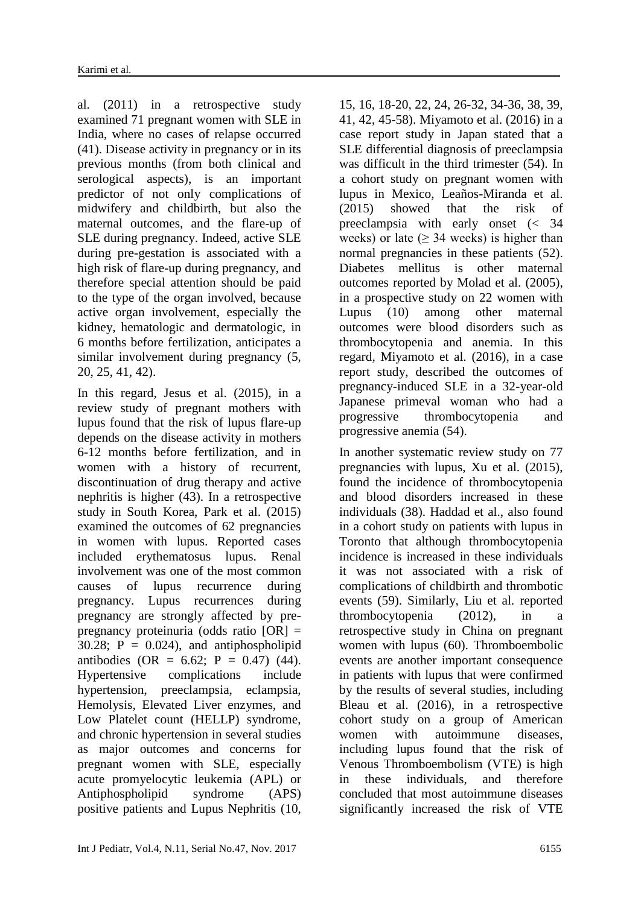al. (2011) in a retrospective study examined 71 pregnant women with SLE in India, where no cases of relapse occurred (41). Disease activity in pregnancy or in its previous months (from both clinical and serological aspects), is an important predictor of not only complications of midwifery and childbirth, but also the maternal outcomes, and the flare-up of SLE during pregnancy. Indeed, active SLE during pre-gestation is associated with a high risk of flare-up during pregnancy, and therefore special attention should be paid to the type of the organ involved, because active organ involvement, especially the kidney, hematologic and dermatologic, in 6 months before fertilization, anticipates a similar involvement during pregnancy (5, 20, 25, 41, 42).

In this regard, Jesus et al. (2015), in a review study of pregnant mothers with lupus found that the risk of lupus flare-up depends on the disease activity in mothers 6-12 months before fertilization, and in women with a history of recurrent, discontinuation of drug therapy and active nephritis is higher (43). In a retrospective study in South Korea, Park et al. (2015) examined the outcomes of 62 pregnancies in women with lupus. Reported cases included erythematosus lupus. Renal involvement was one of the most common causes of lupus recurrence during pregnancy. Lupus recurrences during pregnancy are strongly affected by pre-pregnancy proteinuria (odds ratio [OR] = 30.28; P = 0.024), and antiphospholipid antibodies (OR = 6.62; P = 0.47) (44). Hypertensive complications include hypertension, preeclampsia, eclampsia, Hemolysis, Elevated Liver enzymes, and Low Platelet count (HELLP) syndrome, and chronic hypertension in several studies as major outcomes and concerns for pregnant women with SLE, especially acute promyelocytic leukemia (APL) or Antiphospholipid syndrome (APS) positive patients and Lupus Nephritis (10, 15, 16, 18-20, 22, 24, 26-32, 34-36, 38, 39, 41, 42, 45-58). Miyamoto et al. (2016) in a case report study in Japan stated that a SLE differential diagnosis of preeclampsia was difficult in the third trimester (54). In a cohort study on pregnant women with lupus in Mexico, Leaños-Miranda et al. (2015) showed that the risk of preeclampsia with early onset (< 34 weeks) or late (≥ 34 weeks) is higher than normal pregnancies in these patients (52). Diabetes mellitus is other maternal outcomes reported by Molad et al. (2005), in a prospective study on 22 women with Lupus (10) among other maternal outcomes were blood disorders such as thrombocytopenia and anemia. In this regard, Miyamoto et al. (2016), in a case report study, described the outcomes of pregnancy-induced SLE in a 32-year-old Japanese primeval woman who had a progressive thrombocytopenia and progressive anemia (54).

In another systematic review study on 77 pregnancies with lupus, Xu et al. (2015), found the incidence of thrombocytopenia and blood disorders increased in these individuals (38). Haddad et al., also found in a cohort study on patients with lupus in Toronto that although thrombocytopenia incidence is increased in these individuals it was not associated with a risk of complications of childbirth and thrombotic events (59). Similarly, Liu et al. reported thrombocytopenia (2012), in a retrospective study in China on pregnant women with lupus (60). Thromboembolic events are another important consequence in patients with lupus that were confirmed by the results of several studies, including Bleau et al. (2016), in a retrospective cohort study on a group of American women with autoimmune diseases, including lupus found that the risk of Venous Thromboembolism (VTE) is high in these individuals, and therefore concluded that most autoimmune diseases significantly increased the risk of VTE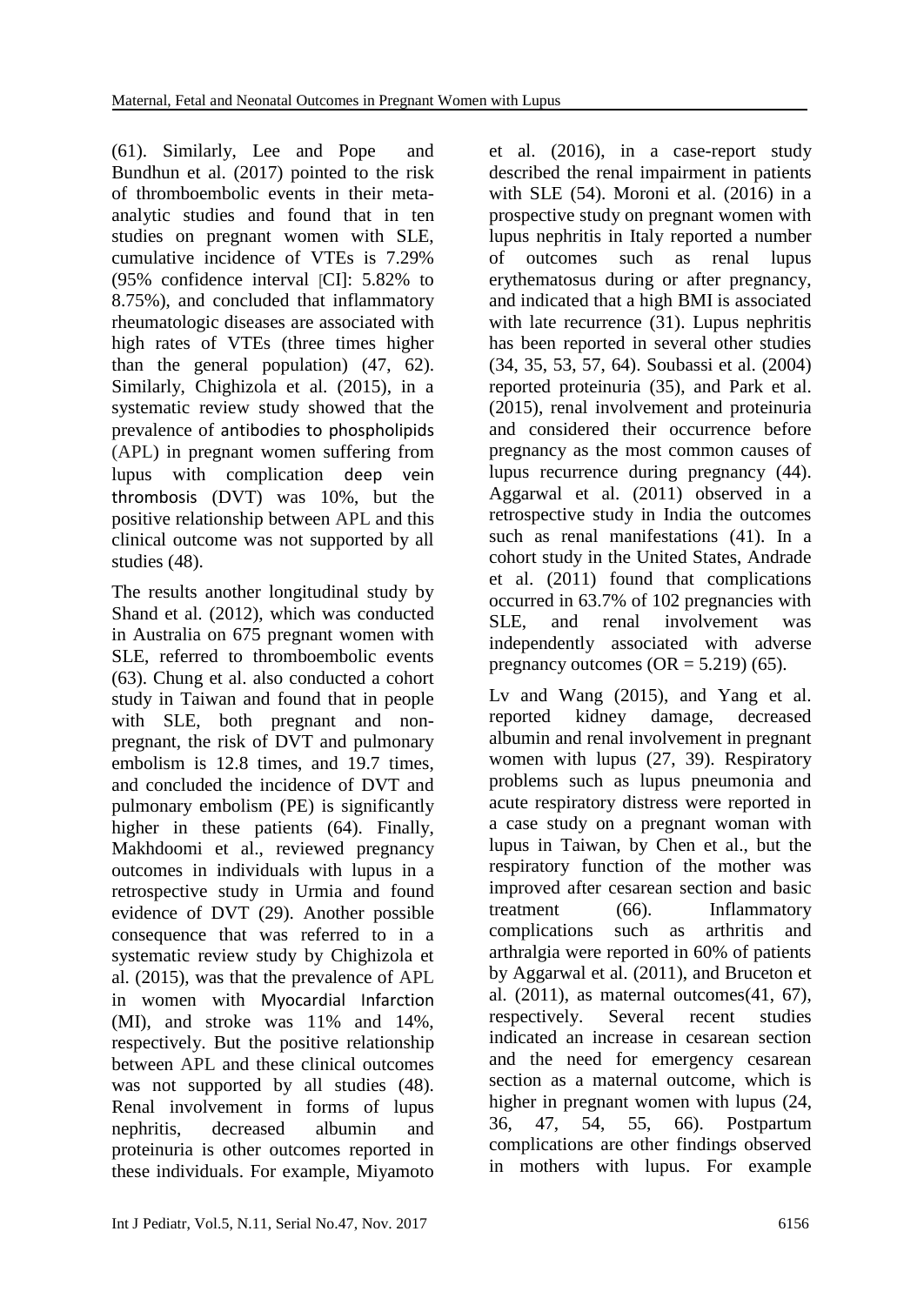(61). Similarly, Lee and Pope and Bundhun et al. (2017) pointed to the risk of thromboembolic events in their meta-analytic studies and found that in ten studies on pregnant women with SLE, cumulative incidence of VTEs is 7.29% (95% confidence interval [CI]: 5.82% to 8.75%), and concluded that inflammatory rheumatologic diseases are associated with high rates of VTEs (three times higher than the general population) (47, 62). Similarly, Chighizola et al. (2015), in a systematic review study showed that the prevalence of antibodies to phospholipids (APL) in pregnant women suffering from lupus with complication deep vein thrombosis (DVT) was 10%, but the positive relationship between APL and this clinical outcome was not supported by all studies (48).

The results another longitudinal study by Shand et al. (2012), which was conducted in Australia on 675 pregnant women with SLE, referred to thromboembolic events (63). Chung et al. also conducted a cohort study in Taiwan and found that in people with SLE, both pregnant and non-pregnant, the risk of DVT and pulmonary embolism is 12.8 times, and 19.7 times, and concluded the incidence of DVT and pulmonary embolism (PE) is significantly higher in these patients (64). Finally, Makhdoomi et al., reviewed pregnancy outcomes in individuals with lupus in a retrospective study in Urmia and found evidence of DVT (29). Another possible consequence that was referred to in a systematic review study by Chighizola et al. (2015), was that the prevalence of APL in women with Myocardial Infarction (MI), and stroke was 11% and 14%, respectively. But the positive relationship between APL and these clinical outcomes was not supported by all studies (48). Renal involvement in forms of lupus nephritis, decreased albumin and proteinuria is other outcomes reported in these individuals. For example, Miyamoto et al. (2016), in a case-report study described the renal impairment in patients with SLE (54). Moroni et al. (2016) in a prospective study on pregnant women with lupus nephritis in Italy reported a number of outcomes such as renal lupus erythematosus during or after pregnancy, and indicated that a high BMI is associated with late recurrence (31). Lupus nephritis has been reported in several other studies (34, 35, 53, 57, 64). Soubassi et al. (2004) reported proteinuria (35), and Park et al. (2015), renal involvement and proteinuria and considered their occurrence before pregnancy as the most common causes of lupus recurrence during pregnancy (44). Aggarwal et al. (2011) observed in a retrospective study in India the outcomes such as renal manifestations (41). In a cohort study in the United States, Andrade et al. (2011) found that complications occurred in 63.7% of 102 pregnancies with SLE, and renal involvement was independently associated with adverse pregnancy outcomes (OR = 5.219) (65).

Lv and Wang (2015), and Yang et al. reported kidney damage, decreased albumin and renal involvement in pregnant women with lupus (27, 39). Respiratory problems such as lupus pneumonia and acute respiratory distress were reported in a case study on a pregnant woman with lupus in Taiwan, by Chen et al., but the respiratory function of the mother was improved after cesarean section and basic treatment (66). Inflammatory complications such as arthritis and arthralgia were reported in 60% of patients by Aggarwal et al. (2011), and Bruceton et al. (2011), as maternal outcomes(41, 67), respectively. Several recent studies indicated an increase in cesarean section and the need for emergency cesarean section as a maternal outcome, which is higher in pregnant women with lupus (24, 36, 47, 54, 55, 66). Postpartum complications are other findings observed in mothers with lupus. For example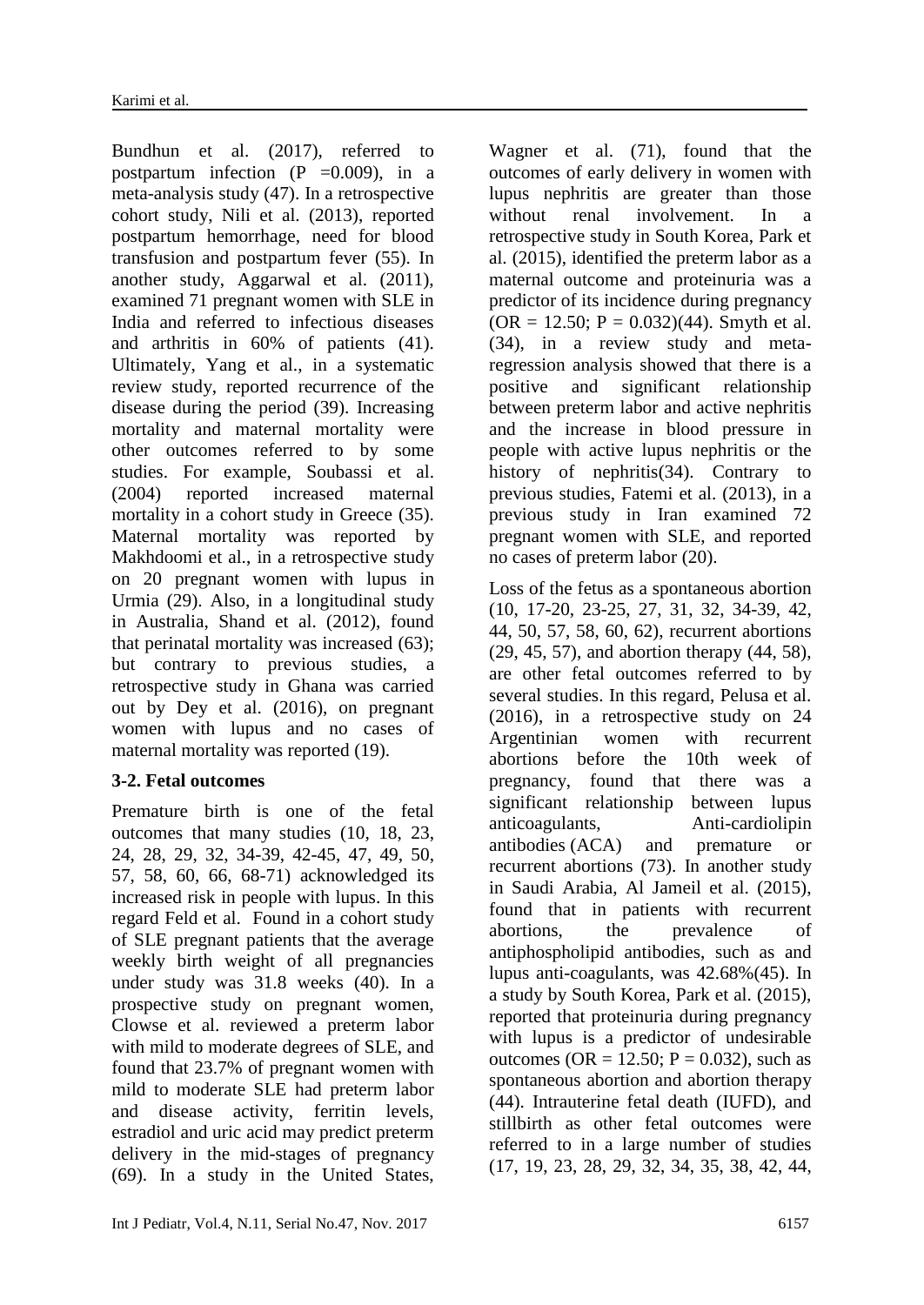Bundhun et al. (2017), referred to postpartum infection (P =0.009), in a meta-analysis study (47). In a retrospective cohort study, Nili et al. (2013), reported postpartum hemorrhage, need for blood transfusion and postpartum fever (55). In another study, Aggarwal et al. (2011), examined 71 pregnant women with SLE in India and referred to infectious diseases and arthritis in 60% of patients (41). Ultimately, Yang et al., in a systematic review study, reported recurrence of the disease during the period (39). Increasing mortality and maternal mortality were other outcomes referred to by some studies. For example, Soubassi et al. (2004) reported increased maternal mortality in a cohort study in Greece (35). Maternal mortality was reported by Makhdoomi et al., in a retrospective study on 20 pregnant women with lupus in Urmia (29). Also, in a longitudinal study in Australia, Shand et al. (2012), found that perinatal mortality was increased (63); but contrary to previous studies, a retrospective study in Ghana was carried out by Dey et al. (2016), on pregnant women with lupus and no cases of maternal mortality was reported (19).

### 3-2. Fetal outcomes

Premature birth is one of the fetal outcomes that many studies (10, 18, 23, 24, 28, 29, 32, 34-39, 42-45, 47, 49, 50, 57, 58, 60, 66, 68-71) acknowledged its increased risk in people with lupus. In this regard Feld et al. Found in a cohort study of SLE pregnant patients that the average weekly birth weight of all pregnancies under study was 31.8 weeks (40). In a prospective study on pregnant women, Clowse et al. reviewed a preterm labor with mild to moderate degrees of SLE, and found that 23.7% of pregnant women with mild to moderate SLE had preterm labor and disease activity, ferritin levels, estradiol and uric acid may predict preterm delivery in the mid-stages of pregnancy (69). In a study in the United States, Wagner et al. (71), found that the outcomes of early delivery in women with lupus nephritis are greater than those without renal involvement. In a retrospective study in South Korea, Park et al. (2015), identified the preterm labor as a maternal outcome and proteinuria was a predictor of its incidence during pregnancy (OR = 12.50; P = 0.032)(44). Smyth et al. (34), in a review study and meta-regression analysis showed that there is a positive and significant relationship between preterm labor and active nephritis and the increase in blood pressure in people with active lupus nephritis or the history of nephritis(34). Contrary to previous studies, Fatemi et al. (2013), in a previous study in Iran examined 72 pregnant women with SLE, and reported no cases of preterm labor (20).

Loss of the fetus as a spontaneous abortion (10, 17-20, 23-25, 27, 31, 32, 34-39, 42, 44, 50, 57, 58, 60, 62), recurrent abortions (29, 45, 57), and abortion therapy (44, 58), are other fetal outcomes referred to by several studies. In this regard, Pelusa et al. (2016), in a retrospective study on 24 Argentinian women with recurrent abortions before the 10th week of pregnancy, found that there was a significant relationship between lupus anticoagulants, Anti-cardiolipin antibodies (ACA) and premature or recurrent abortions (73). In another study in Saudi Arabia, Al Jameil et al. (2015), found that in patients with recurrent abortions, the prevalence of antiphospholipid antibodies, such as and lupus anti-coagulants, was 42.68%(45). In a study by South Korea, Park et al. (2015), reported that proteinuria during pregnancy with lupus is a predictor of undesirable outcomes (OR = 12.50; P = 0.032), such as spontaneous abortion and abortion therapy (44). Intrauterine fetal death (IUFD), and stillbirth as other fetal outcomes were referred to in a large number of studies (17, 19, 23, 28, 29, 32, 34, 35, 38, 42, 44,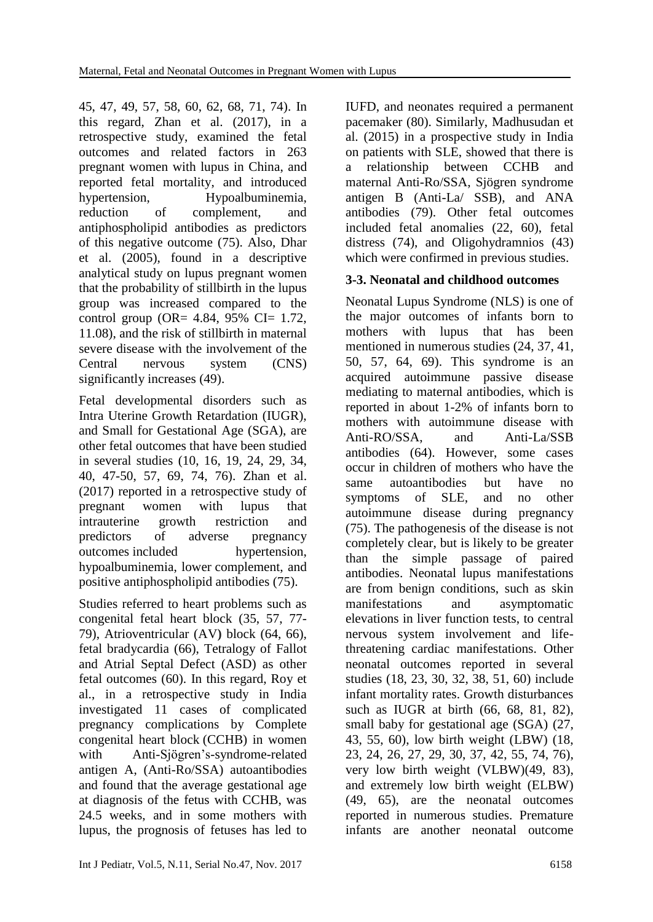45, 47, 49, 57, 58, 60, 62, 68, 71, 74). In this regard, Zhan et al. (2017), in a retrospective study, examined the fetal outcomes and related factors in 263 pregnant women with lupus in China, and reported fetal mortality, and introduced hypertension, Hypoalbuminemia, reduction of complement, and antiphospholipid antibodies as predictors of this negative outcome (75). Also, Dhar et al. (2005), found in a descriptive analytical study on lupus pregnant women that the probability of stillbirth in the lupus group was increased compared to the control group (OR= 4.84, 95% CI= 1.72, 11.08), and the risk of stillbirth in maternal severe disease with the involvement of the Central nervous system (CNS) significantly increases (49).

Fetal developmental disorders such as Intra Uterine Growth Retardation (IUGR), and Small for Gestational Age (SGA), are other fetal outcomes that have been studied in several studies (10, 16, 19, 24, 29, 34, 40, 47-50, 57, 69, 74, 76). Zhan et al. (2017) reported in a retrospective study of pregnant women with lupus that intrauterine growth restriction and predictors of adverse pregnancy outcomes included hypertension, hypoalbuminemia, lower complement, and positive antiphospholipid antibodies (75).

Studies referred to heart problems such as congenital fetal heart block (35, 57, 77-79), Atrioventricular (AV) block (64, 66), fetal bradycardia (66), Tetralogy of Fallot and Atrial Septal Defect (ASD) as other fetal outcomes (60). In this regard, Roy et al., in a retrospective study in India investigated 11 cases of complicated pregnancy complications by Complete congenital heart block (CCHB) in women with Anti-Sjögren's-syndrome-related antigen A, (Anti-Ro/SSA) autoantibodies and found that the average gestational age at diagnosis of the fetus with CCHB, was 24.5 weeks, and in some mothers with lupus, the prognosis of fetuses has led to IUFD, and neonates required a permanent pacemaker (80). Similarly, Madhusudan et al. (2015) in a prospective study in India on patients with SLE, showed that there is a relationship between CCHB and maternal Anti-Ro/SSA, Sjögren syndrome antigen B (Anti-La/ SSB), and ANA antibodies (79). Other fetal outcomes included fetal anomalies (22, 60), fetal distress (74), and Oligohydramnios (43) which were confirmed in previous studies.

### 3-3. Neonatal and childhood outcomes

Neonatal Lupus Syndrome (NLS) is one of the major outcomes of infants born to mothers with lupus that has been mentioned in numerous studies (24, 37, 41, 50, 57, 64, 69). This syndrome is an acquired autoimmune passive disease mediating to maternal antibodies, which is reported in about 1-2% of infants born to mothers with autoimmune disease with Anti-RO/SSA, and Anti-La/SSB antibodies (64). However, some cases occur in children of mothers who have the same autoantibodies but have no symptoms of SLE, and no other autoimmune disease during pregnancy (75). The pathogenesis of the disease is not completely clear, but is likely to be greater than the simple passage of paired antibodies. Neonatal lupus manifestations are from benign conditions, such as skin manifestations and asymptomatic elevations in liver function tests, to central nervous system involvement and life-threatening cardiac manifestations. Other neonatal outcomes reported in several studies (18, 23, 30, 32, 38, 51, 60) include infant mortality rates. Growth disturbances such as IUGR at birth (66, 68, 81, 82), small baby for gestational age (SGA) (27, 43, 55, 60), low birth weight (LBW) (18, 23, 24, 26, 27, 29, 30, 37, 42, 55, 74, 76), very low birth weight (VLBW)(49, 83), and extremely low birth weight (ELBW) (49, 65), are the neonatal outcomes reported in numerous studies. Premature infants are another neonatal outcome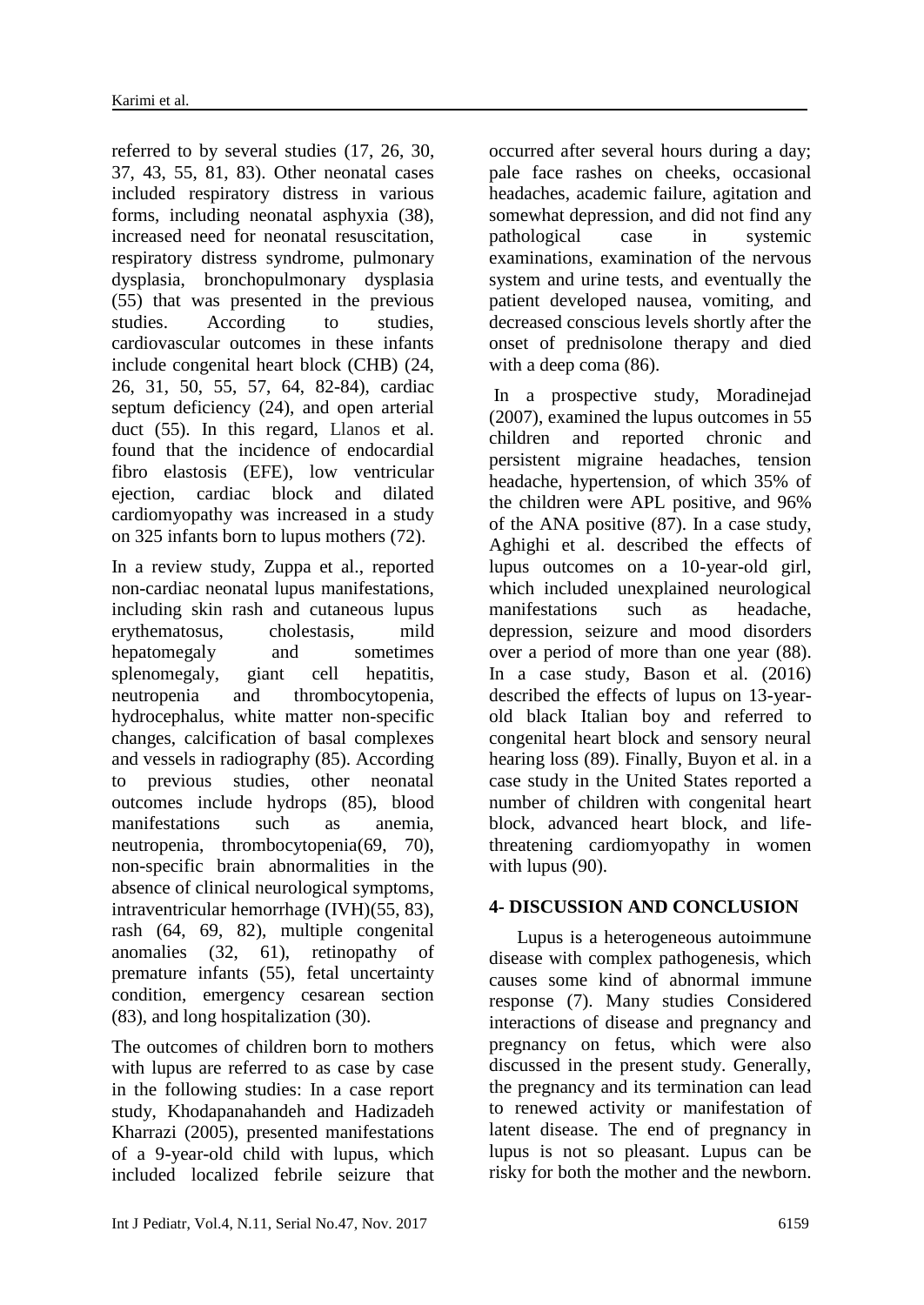referred to by several studies (17, 26, 30, 37, 43, 55, 81, 83). Other neonatal cases included respiratory distress in various forms, including neonatal asphyxia (38), increased need for neonatal resuscitation, respiratory distress syndrome, pulmonary dysplasia, bronchopulmonary dysplasia (55) that was presented in the previous studies. According to studies, cardiovascular outcomes in these infants include congenital heart block (CHB) (24, 26, 31, 50, 55, 57, 64, 82-84), cardiac septum deficiency (24), and open arterial duct (55). In this regard, Llanos et al. found that the incidence of endocardial fibro elastosis (EFE), low ventricular ejection, cardiac block and dilated cardiomyopathy was increased in a study on 325 infants born to lupus mothers (72).

In a review study, Zuppa et al., reported non-cardiac neonatal lupus manifestations, including skin rash and cutaneous lupus erythematosus, cholestasis, mild hepatomegaly and sometimes splenomegaly, giant cell hepatitis, neutropenia and thrombocytopenia, hydrocephalus, white matter non-specific changes, calcification of basal complexes and vessels in radiography (85). According to previous studies, other neonatal outcomes include hydrops (85), blood manifestations such as anemia, neutropenia, thrombocytopenia(69, 70), non-specific brain abnormalities in the absence of clinical neurological symptoms, intraventricular hemorrhage (IVH)(55, 83), rash (64, 69, 82), multiple congenital anomalies (32, 61), retinopathy of premature infants (55), fetal uncertainty condition, emergency cesarean section (83), and long hospitalization (30).

The outcomes of children born to mothers with lupus are referred to as case by case in the following studies: In a case report study, Khodapanahandeh and Hadizadeh Kharrazi (2005), presented manifestations of a 9-year-old child with lupus, which included localized febrile seizure that occurred after several hours during a day; pale face rashes on cheeks, occasional headaches, academic failure, agitation and somewhat depression, and did not find any pathological case in systemic examinations, examination of the nervous system and urine tests, and eventually the patient developed nausea, vomiting, and decreased conscious levels shortly after the onset of prednisolone therapy and died with a deep coma (86).

In a prospective study, Moradinejad (2007), examined the lupus outcomes in 55 children and reported chronic and persistent migraine headaches, tension headache, hypertension, of which 35% of the children were APL positive, and 96% of the ANA positive (87). In a case study, Aghighi et al. described the effects of lupus outcomes on a 10-year-old girl, which included unexplained neurological manifestations such as headache, depression, seizure and mood disorders over a period of more than one year (88). In a case study, Bason et al. (2016) described the effects of lupus on 13-year-old black Italian boy and referred to congenital heart block and sensory neural hearing loss (89). Finally, Buyon et al. in a case study in the United States reported a number of children with congenital heart block, advanced heart block, and life-threatening cardiomyopathy in women with lupus (90).

## 4- DISCUSSION AND CONCLUSION

Lupus is a heterogeneous autoimmune disease with complex pathogenesis, which causes some kind of abnormal immune response (7). Many studies Considered interactions of disease and pregnancy and pregnancy on fetus, which were also discussed in the present study. Generally, the pregnancy and its termination can lead to renewed activity or manifestation of latent disease. The end of pregnancy in lupus is not so pleasant. Lupus can be risky for both the mother and the newborn.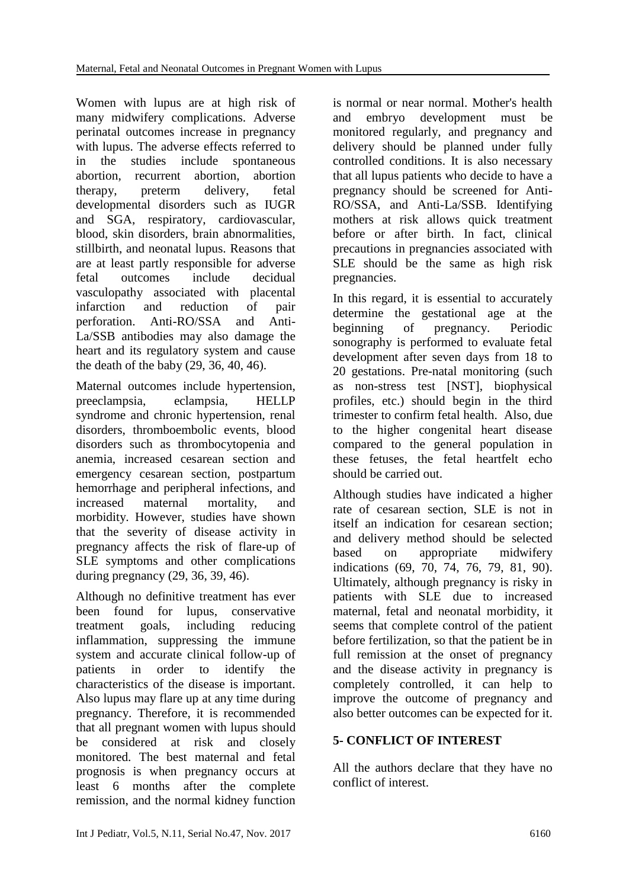Women with lupus are at high risk of many midwifery complications. Adverse perinatal outcomes increase in pregnancy with lupus. The adverse effects referred to in the studies include spontaneous abortion, recurrent abortion, abortion therapy, preterm delivery, fetal developmental disorders such as IUGR and SGA, respiratory, cardiovascular, blood, skin disorders, brain abnormalities, stillbirth, and neonatal lupus. Reasons that are at least partly responsible for adverse fetal outcomes include decidual vasculopathy associated with placental infarction and reduction of pair perforation. Anti-RO/SSA and Anti-La/SSB antibodies may also damage the heart and its regulatory system and cause the death of the baby (29, 36, 40, 46).

Maternal outcomes include hypertension, preeclampsia, eclampsia, HELLP syndrome and chronic hypertension, renal disorders, thromboembolic events, blood disorders such as thrombocytopenia and anemia, increased cesarean section and emergency cesarean section, postpartum hemorrhage and peripheral infections, and increased maternal mortality, and morbidity. However, studies have shown that the severity of disease activity in pregnancy affects the risk of flare-up of SLE symptoms and other complications during pregnancy (29, 36, 39, 46).

Although no definitive treatment has ever been found for lupus, conservative treatment goals, including reducing inflammation, suppressing the immune system and accurate clinical follow-up of patients in order to identify the characteristics of the disease is important. Also lupus may flare up at any time during pregnancy. Therefore, it is recommended that all pregnant women with lupus should be considered at risk and closely monitored. The best maternal and fetal prognosis is when pregnancy occurs at least 6 months after the complete remission, and the normal kidney function is normal or near normal. Mother's health and embryo development must be monitored regularly, and pregnancy and delivery should be planned under fully controlled conditions. It is also necessary that all lupus patients who decide to have a pregnancy should be screened for Anti-RO/SSA, and Anti-La/SSB. Identifying mothers at risk allows quick treatment before or after birth. In fact, clinical precautions in pregnancies associated with SLE should be the same as high risk pregnancies.

In this regard, it is essential to accurately determine the gestational age at the beginning of pregnancy. Periodic sonography is performed to evaluate fetal development after seven days from 18 to 20 gestations. Pre-natal monitoring (such as non-stress test [NST], biophysical profiles, etc.) should begin in the third trimester to confirm fetal health. Also, due to the higher congenital heart disease compared to the general population in these fetuses, the fetal heartfelt echo should be carried out.

Although studies have indicated a higher rate of cesarean section, SLE is not in itself an indication for cesarean section; and delivery method should be selected based on appropriate midwifery indications (69, 70, 74, 76, 79, 81, 90). Ultimately, although pregnancy is risky in patients with SLE due to increased maternal, fetal and neonatal morbidity, it seems that complete control of the patient before fertilization, so that the patient be in full remission at the onset of pregnancy and the disease activity in pregnancy is completely controlled, it can help to improve the outcome of pregnancy and also better outcomes can be expected for it.

## 5- CONFLICT OF INTEREST

All the authors declare that they have no conflict of interest.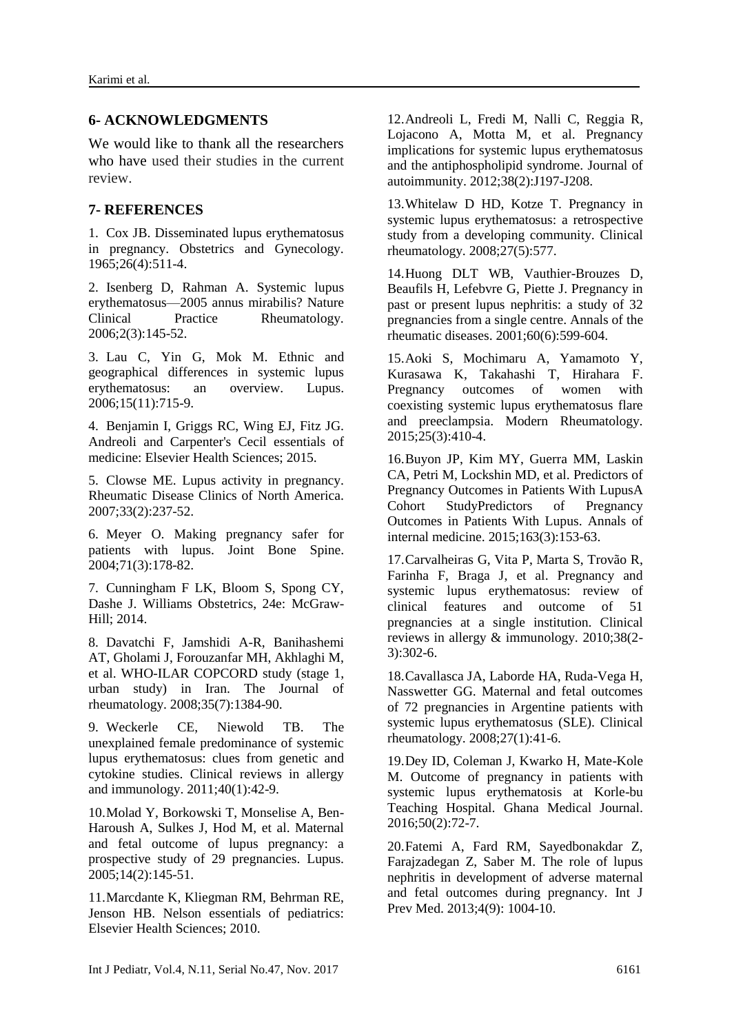## 6- ACKNOWLEDGMENTS

We would like to thank all the researchers who have used their studies in the current review.

## 7- REFERENCES

1. Cox JB. Disseminated lupus erythematosus in pregnancy. Obstetrics and Gynecology. 1965;26(4):511-4.

2. Isenberg D, Rahman A. Systemic lupus erythematosus—2005 annus mirabilis? Nature Clinical Practice Rheumatology. 2006;2(3):145-52.

3. Lau C, Yin G, Mok M. Ethnic and geographical differences in systemic lupus erythematosus: an overview. Lupus. 2006;15(11):715-9.

4. Benjamin I, Griggs RC, Wing EJ, Fitz JG. Andreoli and Carpenter's Cecil essentials of medicine: Elsevier Health Sciences; 2015.

5. Clowse ME. Lupus activity in pregnancy. Rheumatic Disease Clinics of North America. 2007;33(2):237-52.

6. Meyer O. Making pregnancy safer for patients with lupus. Joint Bone Spine. 2004;71(3):178-82.

7. Cunningham F LK, Bloom S, Spong CY, Dashe J. Williams Obstetrics, 24e: McGraw-Hill; 2014.

8. Davatchi F, Jamshidi A-R, Banihashemi AT, Gholami J, Forouzanfar MH, Akhlaghi M, et al. WHO-ILAR COPCORD study (stage 1, urban study) in Iran. The Journal of rheumatology. 2008;35(7):1384-90.

9. Weckerle CE, Niewold TB. The unexplained female predominance of systemic lupus erythematosus: clues from genetic and cytokine studies. Clinical reviews in allergy and immunology. 2011;40(1):42-9.

10. Molad Y, Borkowski T, Monselise A, Ben-Haroush A, Sulkes J, Hod M, et al. Maternal and fetal outcome of lupus pregnancy: a prospective study of 29 pregnancies. Lupus. 2005;14(2):145-51.

11. Marcdante K, Kliegman RM, Behrman RE, Jenson HB. Nelson essentials of pediatrics: Elsevier Health Sciences; 2010.

12. Andreoli L, Fredi M, Nalli C, Reggia R, Lojacono A, Motta M, et al. Pregnancy implications for systemic lupus erythematosus and the antiphospholipid syndrome. Journal of autoimmunity. 2012;38(2):J197-J208.

13. Whitelaw D HD, Kotze T. Pregnancy in systemic lupus erythematosus: a retrospective study from a developing community. Clinical rheumatology. 2008;27(5):577.

14. Huong DLT WB, Vauthier-Brouzes D, Beaufils H, Lefebvre G, Piette J. Pregnancy in past or present lupus nephritis: a study of 32 pregnancies from a single centre. Annals of the rheumatic diseases. 2001;60(6):599-604.

15. Aoki S, Mochimaru A, Yamamoto Y, Kurasawa K, Takahashi T, Hirahara F. Pregnancy outcomes of women with coexisting systemic lupus erythematosus flare and preeclampsia. Modern Rheumatology. 2015;25(3):410-4.

16. Buyon JP, Kim MY, Guerra MM, Laskin CA, Petri M, Lockshin MD, et al. Predictors of Pregnancy Outcomes in Patients With LupusA Cohort StudyPredictors of Pregnancy Outcomes in Patients With Lupus. Annals of internal medicine. 2015;163(3):153-63.

17. Carvalheiras G, Vita P, Marta S, Trovão R, Farinha F, Braga J, et al. Pregnancy and systemic lupus erythematosus: review of clinical features and outcome of 51 pregnancies at a single institution. Clinical reviews in allergy & immunology. 2010;38(2-3):302-6.

18. Cavallasca JA, Laborde HA, Ruda-Vega H, Nasswetter GG. Maternal and fetal outcomes of 72 pregnancies in Argentine patients with systemic lupus erythematosus (SLE). Clinical rheumatology. 2008;27(1):41-6.

19. Dey ID, Coleman J, Kwarko H, Mate-Kole M. Outcome of pregnancy in patients with systemic lupus erythematosis at Korle-bu Teaching Hospital. Ghana Medical Journal. 2016;50(2):72-7.

20. Fatemi A, Fard RM, Sayedbonakdar Z, Farajzadegan Z, Saber M. The role of lupus nephritis in development of adverse maternal and fetal outcomes during pregnancy. Int J Prev Med. 2013;4(9): 1004-10.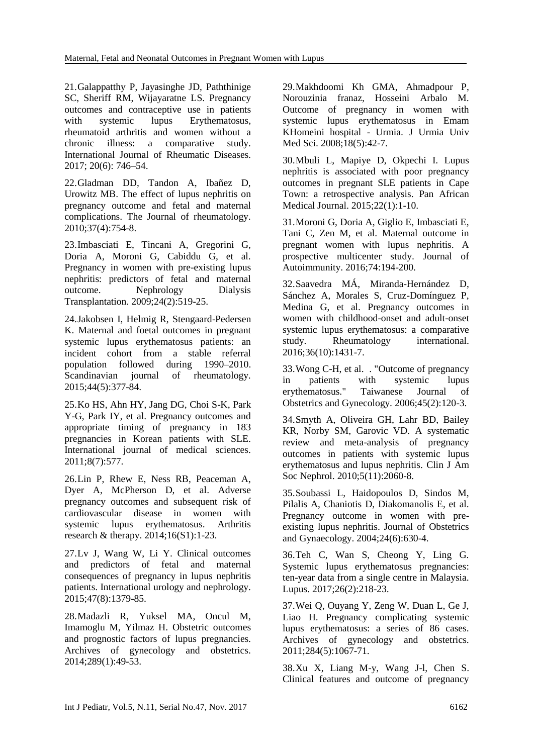21.Galappatthy P, Jayasinghe JD, Paththinige SC, Sheriff RM, Wijayaratne LS. Pregnancy outcomes and contraceptive use in patients with systemic lupus Erythematosus, rheumatoid arthritis and women without a chronic illness: a comparative study. International Journal of Rheumatic Diseases. 2017; 20(6): 746–54.

22.Gladman DD, Tandon A, Ibañez D, Urowitz MB. The effect of lupus nephritis on pregnancy outcome and fetal and maternal complications. The Journal of rheumatology. 2010;37(4):754-8.

23.Imbasciati E, Tincani A, Gregorini G, Doria A, Moroni G, Cabiddu G, et al. Pregnancy in women with pre-existing lupus nephritis: predictors of fetal and maternal outcome. Nephrology Dialysis Transplantation. 2009;24(2):519-25.

24.Jakobsen I, Helmig R, Stengaard-Pedersen K. Maternal and foetal outcomes in pregnant systemic lupus erythematosus patients: an incident cohort from a stable referral population followed during 1990–2010. Scandinavian journal of rheumatology. 2015;44(5):377-84.

25.Ko HS, Ahn HY, Jang DG, Choi S-K, Park Y-G, Park IY, et al. Pregnancy outcomes and appropriate timing of pregnancy in 183 pregnancies in Korean patients with SLE. International journal of medical sciences. 2011;8(7):577.

26.Lin P, Rhew E, Ness RB, Peaceman A, Dyer A, McPherson D, et al. Adverse pregnancy outcomes and subsequent risk of cardiovascular disease in women with systemic lupus erythematosus. Arthritis research & therapy. 2014;16(S1):1-23.

27.Lv J, Wang W, Li Y. Clinical outcomes and predictors of fetal and maternal consequences of pregnancy in lupus nephritis patients. International urology and nephrology. 2015;47(8):1379-85.

28.Madazli R, Yuksel MA, Oncul M, Imamoglu M, Yilmaz H. Obstetric outcomes and prognostic factors of lupus pregnancies. Archives of gynecology and obstetrics. 2014;289(1):49-53.

29.Makhdoomi Kh GMA, Ahmadpour P, Norouzinia franaz, Hosseini Arbalo M. Outcome of pregnancy in women with systemic lupus erythematosus in Emam KHomeini hospital - Urmia. J Urmia Univ Med Sci. 2008;18(5):42-7.

30.Mbuli L, Mapiye D, Okpechi I. Lupus nephritis is associated with poor pregnancy outcomes in pregnant SLE patients in Cape Town: a retrospective analysis. Pan African Medical Journal. 2015;22(1):1-10.

31.Moroni G, Doria A, Giglio E, Imbasciati E, Tani C, Zen M, et al. Maternal outcome in pregnant women with lupus nephritis. A prospective multicenter study. Journal of Autoimmunity. 2016;74:194-200.

32.Saavedra MÁ, Miranda-Hernández D, Sánchez A, Morales S, Cruz-Domínguez P, Medina G, et al. Pregnancy outcomes in women with childhood-onset and adult-onset systemic lupus erythematosus: a comparative study. Rheumatology international. 2016;36(10):1431-7.

33.Wong C-H, et al. . "Outcome of pregnancy in patients with systemic lupus erythematosus." Taiwanese Journal of Obstetrics and Gynecology. 2006;45(2):120-3.

34.Smyth A, Oliveira GH, Lahr BD, Bailey KR, Norby SM, Garovic VD. A systematic review and meta-analysis of pregnancy outcomes in patients with systemic lupus erythematosus and lupus nephritis. Clin J Am Soc Nephrol. 2010;5(11):2060-8.

35.Soubassi L, Haidopoulos D, Sindos M, Pilalis A, Chaniotis D, Diakomanolis E, et al. Pregnancy outcome in women with pre-existing lupus nephritis. Journal of Obstetrics and Gynaecology. 2004;24(6):630-4.

36.Teh C, Wan S, Cheong Y, Ling G. Systemic lupus erythematosus pregnancies: ten-year data from a single centre in Malaysia. Lupus. 2017;26(2):218-23.

37.Wei Q, Ouyang Y, Zeng W, Duan L, Ge J, Liao H. Pregnancy complicating systemic lupus erythematosus: a series of 86 cases. Archives of gynecology and obstetrics. 2011;284(5):1067-71.

38.Xu X, Liang M-y, Wang J-l, Chen S. Clinical features and outcome of pregnancy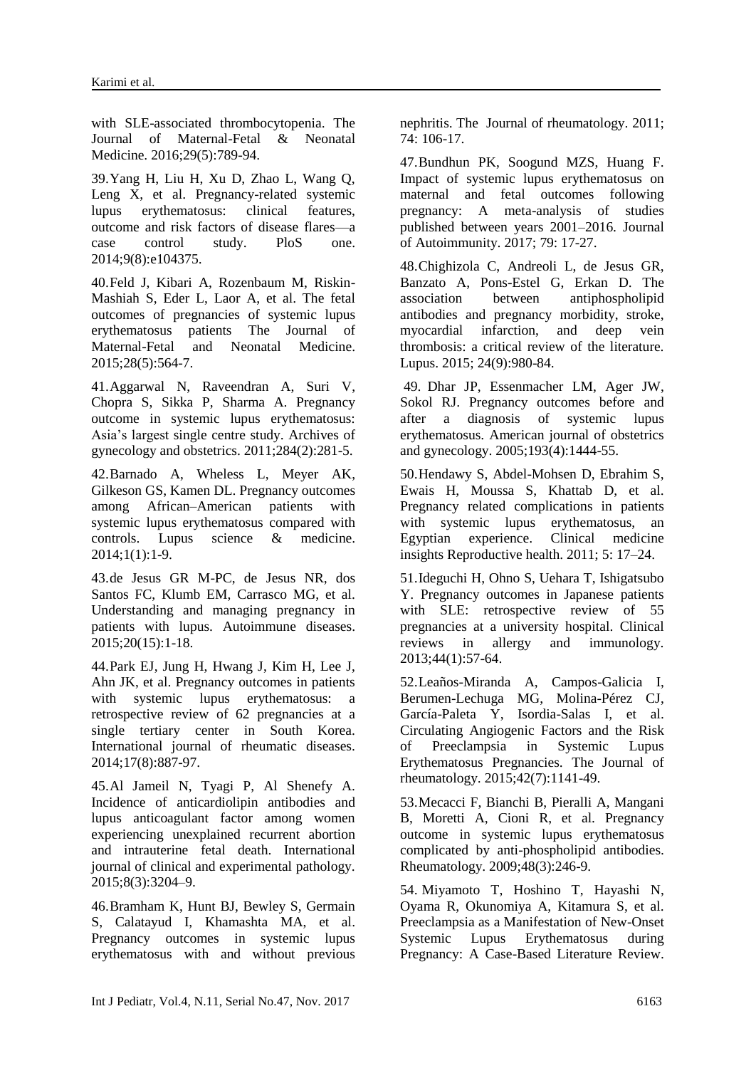with SLE-associated thrombocytopenia. The Journal of Maternal-Fetal & Neonatal Medicine. 2016;29(5):789-94.

39.Yang H, Liu H, Xu D, Zhao L, Wang Q, Leng X, et al. Pregnancy-related systemic lupus erythematosus: clinical features, outcome and risk factors of disease flares—a case control study. PloS one. 2014;9(8):e104375.

40.Feld J, Kibari A, Rozenbaum M, Riskin-Mashiah S, Eder L, Laor A, et al. The fetal outcomes of pregnancies of systemic lupus erythematosus patients The Journal of Maternal-Fetal and Neonatal Medicine. 2015;28(5):564-7.

41.Aggarwal N, Raveendran A, Suri V, Chopra S, Sikka P, Sharma A. Pregnancy outcome in systemic lupus erythematosus: Asia's largest single centre study. Archives of gynecology and obstetrics. 2011;284(2):281-5.

42.Barnado A, Wheless L, Meyer AK, Gilkeson GS, Kamen DL. Pregnancy outcomes among African–American patients with systemic lupus erythematosus compared with controls. Lupus science & medicine. 2014;1(1):1-9.

43.de Jesus GR M-PC, de Jesus NR, dos Santos FC, Klumb EM, Carrasco MG, et al. Understanding and managing pregnancy in patients with lupus. Autoimmune diseases. 2015;20(15):1-18.

44.Park EJ, Jung H, Hwang J, Kim H, Lee J, Ahn JK, et al. Pregnancy outcomes in patients with systemic lupus erythematosus: a retrospective review of 62 pregnancies at a single tertiary center in South Korea. International journal of rheumatic diseases. 2014;17(8):887-97.

45.Al Jameil N, Tyagi P, Al Shenefy A. Incidence of anticardiolipin antibodies and lupus anticoagulant factor among women experiencing unexplained recurrent abortion and intrauterine fetal death. International journal of clinical and experimental pathology. 2015;8(3):3204–9.

46.Bramham K, Hunt BJ, Bewley S, Germain S, Calatayud I, Khamashta MA, et al. Pregnancy outcomes in systemic lupus erythematosus with and without previous nephritis. The Journal of rheumatology. 2011; 74: 106-17.

47.Bundhun PK, Soogund MZS, Huang F. Impact of systemic lupus erythematosus on maternal and fetal outcomes following pregnancy: A meta-analysis of studies published between years 2001–2016. Journal of Autoimmunity. 2017; 79: 17-27.

48.Chighizola C, Andreoli L, de Jesus GR, Banzato A, Pons-Estel G, Erkan D. The association between antiphospholipid antibodies and pregnancy morbidity, stroke, myocardial infarction, and deep vein thrombosis: a critical review of the literature. Lupus. 2015; 24(9):980-84.

49. Dhar JP, Essenmacher LM, Ager JW, Sokol RJ. Pregnancy outcomes before and after a diagnosis of systemic lupus erythematosus. American journal of obstetrics and gynecology. 2005;193(4):1444-55.

50.Hendawy S, Abdel-Mohsen D, Ebrahim S, Ewais H, Moussa S, Khattab D, et al. Pregnancy related complications in patients with systemic lupus erythematosus, an Egyptian experience. Clinical medicine insights Reproductive health. 2011; 5: 17–24.

51.Ideguchi H, Ohno S, Uehara T, Ishigatsubo Y. Pregnancy outcomes in Japanese patients with SLE: retrospective review of 55 pregnancies at a university hospital. Clinical reviews in allergy and immunology. 2013;44(1):57-64.

52.Leaños-Miranda A, Campos-Galicia I, Berumen-Lechuga MG, Molina-Pérez CJ, García-Paleta Y, Isordia-Salas I, et al. Circulating Angiogenic Factors and the Risk of Preeclampsia in Systemic Lupus Erythematosus Pregnancies. The Journal of rheumatology. 2015;42(7):1141-49.

53.Mecacci F, Bianchi B, Pieralli A, Mangani B, Moretti A, Cioni R, et al. Pregnancy outcome in systemic lupus erythematosus complicated by anti-phospholipid antibodies. Rheumatology. 2009;48(3):246-9.

54. Miyamoto T, Hoshino T, Hayashi N, Oyama R, Okunomiya A, Kitamura S, et al. Preeclampsia as a Manifestation of New-Onset Systemic Lupus Erythematosus during Pregnancy: A Case-Based Literature Review.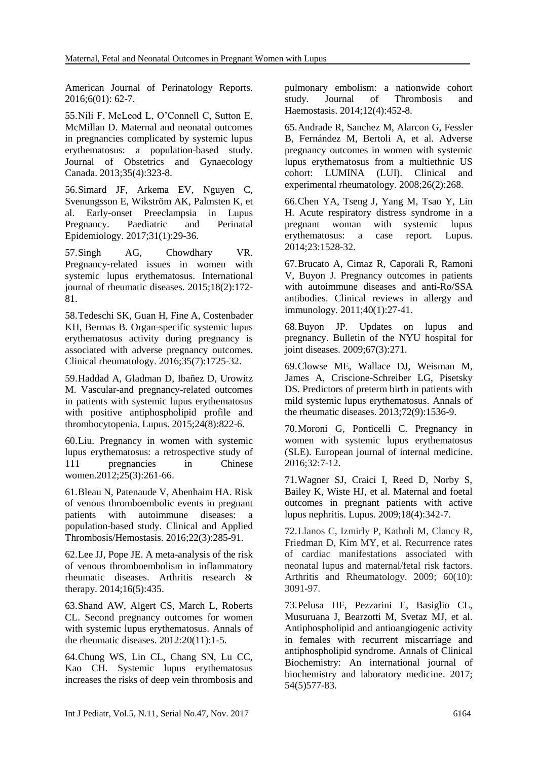American Journal of Perinatology Reports. 2016;6(01): 62-7.

55.Nili F, McLeod L, O'Connell C, Sutton E, McMillan D. Maternal and neonatal outcomes in pregnancies complicated by systemic lupus erythematosus: a population-based study. Journal of Obstetrics and Gynaecology Canada. 2013;35(4):323-8.

56.Simard JF, Arkema EV, Nguyen C, Svenungsson E, Wikström AK, Palmsten K, et al. Early‐onset Preeclampsia in Lupus Pregnancy. Paediatric and Perinatal Epidemiology. 2017;31(1):29-36.

57.Singh AG, Chowdhary VR. Pregnancy‐related issues in women with systemic lupus erythematosus. International journal of rheumatic diseases. 2015;18(2):172-81.

58.Tedeschi SK, Guan H, Fine A, Costenbader KH, Bermas B. Organ-specific systemic lupus erythematosus activity during pregnancy is associated with adverse pregnancy outcomes. Clinical rheumatology. 2016;35(7):1725-32.

59.Haddad A, Gladman D, Ibañez D, Urowitz M. Vascular-and pregnancy-related outcomes in patients with systemic lupus erythematosus with positive antiphospholipid profile and thrombocytopenia. Lupus. 2015;24(8):822-6.

60.Liu. Pregnancy in women with systemic lupus erythematosus: a retrospective study of 111 pregnancies in Chinese women.2012;25(3):261-66.

61.Bleau N, Patenaude V, Abenhaim HA. Risk of venous thromboembolic events in pregnant patients with autoimmune diseases: a population-based study. Clinical and Applied Thrombosis/Hemostasis. 2016;22(3):285-91.

62.Lee JJ, Pope JE. A meta-analysis of the risk of venous thromboembolism in inflammatory rheumatic diseases. Arthritis research & therapy. 2014;16(5):435.

63.Shand AW, Algert CS, March L, Roberts CL. Second pregnancy outcomes for women with systemic lupus erythematosus. Annals of the rheumatic diseases. 2012:20(11):1-5.

64.Chung WS, Lin CL, Chang SN, Lu CC, Kao CH. Systemic lupus erythematosus increases the risks of deep vein thrombosis and pulmonary embolism: a nationwide cohort study. Journal of Thrombosis and Haemostasis. 2014;12(4):452-8.

65.Andrade R, Sanchez M, Alarcon G, Fessler B, Fernández M, Bertoli A, et al. Adverse pregnancy outcomes in women with systemic lupus erythematosus from a multiethnic US cohort: LUMINA (LUI). Clinical and experimental rheumatology. 2008;26(2):268.

66.Chen YA, Tseng J, Yang M, Tsao Y, Lin H. Acute respiratory distress syndrome in a pregnant woman with systemic lupus erythematosus: a case report. Lupus. 2014;23:1528-32.

67.Brucato A, Cimaz R, Caporali R, Ramoni V, Buyon J. Pregnancy outcomes in patients with autoimmune diseases and anti-Ro/SSA antibodies. Clinical reviews in allergy and immunology. 2011;40(1):27-41.

68.Buyon JP. Updates on lupus and pregnancy. Bulletin of the NYU hospital for joint diseases. 2009;67(3):271.

69.Clowse ME, Wallace DJ, Weisman M, James A, Criscione-Schreiber LG, Pisetsky DS. Predictors of preterm birth in patients with mild systemic lupus erythematosus. Annals of the rheumatic diseases. 2013;72(9):1536-9.

70.Moroni G, Ponticelli C. Pregnancy in women with systemic lupus erythematosus (SLE). European journal of internal medicine. 2016;32:7-12.

71.Wagner SJ, Craici I, Reed D, Norby S, Bailey K, Wiste HJ, et al. Maternal and foetal outcomes in pregnant patients with active lupus nephritis. Lupus. 2009;18(4):342-7.

72.Llanos C, Izmirly P, Katholi M, Clancy R, Friedman D, Kim MY, et al. Recurrence rates of cardiac manifestations associated with neonatal lupus and maternal/fetal risk factors. Arthritis and Rheumatology. 2009; 60(10): 3091-97.

73.Pelusa HF, Pezzarini E, Basiglio CL, Musuruana J, Bearzotti M, Svetaz MJ, et al. Antiphospholipid and antioangiogenic activity in females with recurrent miscarriage and antiphospholipid syndrome. Annals of Clinical Biochemistry: An international journal of biochemistry and laboratory medicine. 2017; 54(5)577-83.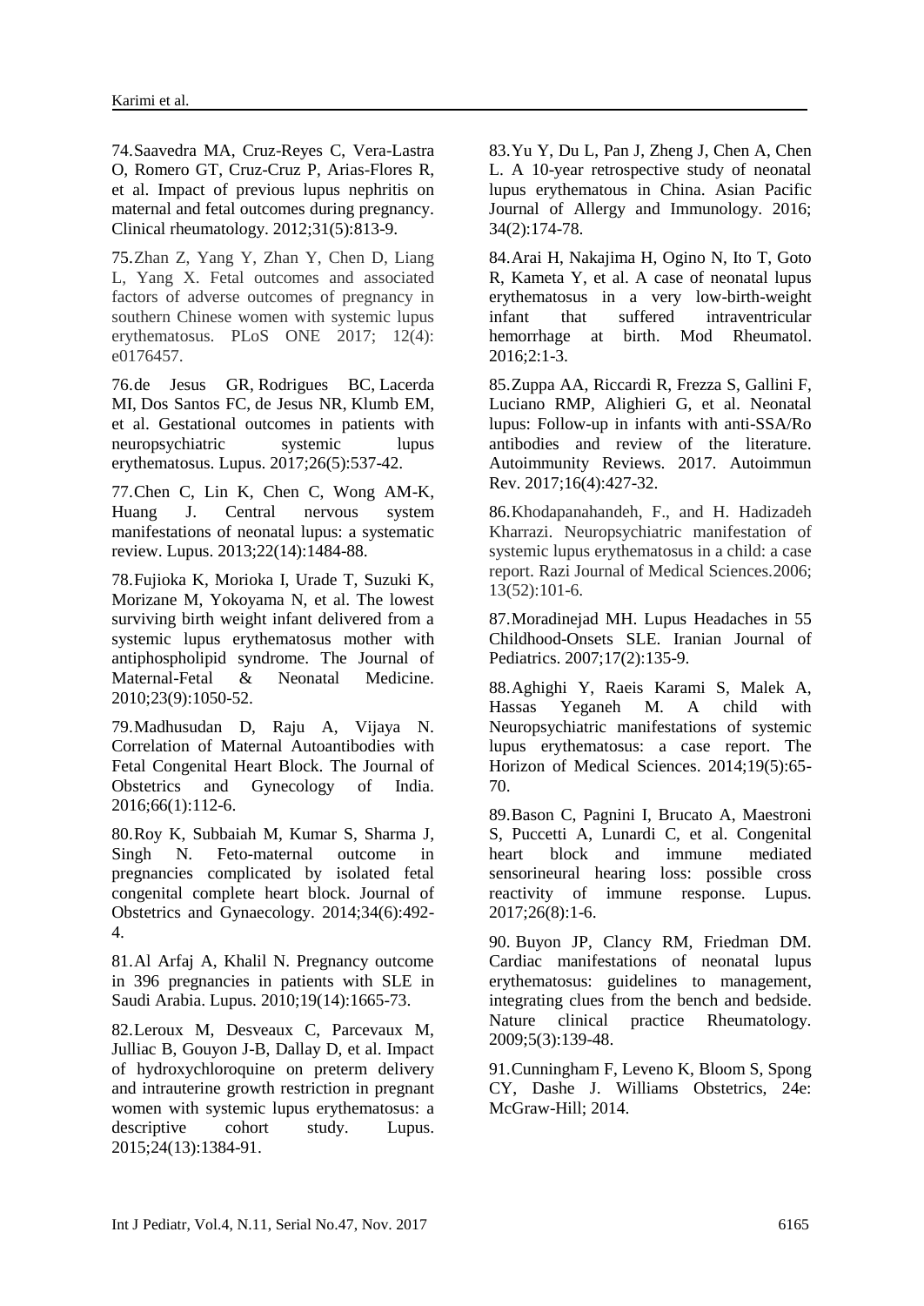74. Saavedra MA, Cruz-Reyes C, Vera-Lastra O, Romero GT, Cruz-Cruz P, Arias-Flores R, et al. Impact of previous lupus nephritis on maternal and fetal outcomes during pregnancy. Clinical rheumatology. 2012;31(5):813-9.

75. Zhan Z, Yang Y, Zhan Y, Chen D, Liang L, Yang X. Fetal outcomes and associated factors of adverse outcomes of pregnancy in southern Chinese women with systemic lupus erythematosus. PLoS ONE 2017; 12(4): e0176457.

76. de Jesus GR, Rodrigues BC, Lacerda MI, Dos Santos FC, de Jesus NR, Klumb EM, et al. Gestational outcomes in patients with neuropsychiatric systemic lupus erythematosus. Lupus. 2017;26(5):537-42.

77. Chen C, Lin K, Chen C, Wong AM-K, Huang J. Central nervous system manifestations of neonatal lupus: a systematic review. Lupus. 2013;22(14):1484-88.

78. Fujioka K, Morioka I, Urade T, Suzuki K, Morizane M, Yokoyama N, et al. The lowest surviving birth weight infant delivered from a systemic lupus erythematosus mother with antiphospholipid syndrome. The Journal of Maternal-Fetal & Neonatal Medicine. 2010;23(9):1050-52.

79. Madhusudan D, Raju A, Vijaya N. Correlation of Maternal Autoantibodies with Fetal Congenital Heart Block. The Journal of Obstetrics and Gynecology of India. 2016;66(1):112-6.

80. Roy K, Subbaiah M, Kumar S, Sharma J, Singh N. Feto-maternal outcome in pregnancies complicated by isolated fetal congenital complete heart block. Journal of Obstetrics and Gynaecology. 2014;34(6):492-4.

81. Al Arfaj A, Khalil N. Pregnancy outcome in 396 pregnancies in patients with SLE in Saudi Arabia. Lupus. 2010;19(14):1665-73.

82. Leroux M, Desveaux C, Parcevaux M, Julliac B, Gouyon J-B, Dallay D, et al. Impact of hydroxychloroquine on preterm delivery and intrauterine growth restriction in pregnant women with systemic lupus erythematosus: a descriptive cohort study. Lupus. 2015;24(13):1384-91.

83. Yu Y, Du L, Pan J, Zheng J, Chen A, Chen L. A 10-year retrospective study of neonatal lupus erythematous in China. Asian Pacific Journal of Allergy and Immunology. 2016; 34(2):174-78.

84. Arai H, Nakajima H, Ogino N, Ito T, Goto R, Kameta Y, et al. A case of neonatal lupus erythematosus in a very low-birth-weight infant that suffered intraventricular hemorrhage at birth. Mod Rheumatol. 2016;2:1-3.

85. Zuppa AA, Riccardi R, Frezza S, Gallini F, Luciano RMP, Alighieri G, et al. Neonatal lupus: Follow-up in infants with anti-SSA/Ro antibodies and review of the literature. Autoimmunity Reviews. 2017. Autoimmun Rev. 2017;16(4):427-32.

86. Khodapanahandeh, F., and H. Hadizadeh Kharrazi. Neuropsychiatric manifestation of systemic lupus erythematosus in a child: a case report. Razi Journal of Medical Sciences.2006; 13(52):101-6.

87. Moradinejad MH. Lupus Headaches in 55 Childhood-Onsets SLE. Iranian Journal of Pediatrics. 2007;17(2):135-9.

88. Aghighi Y, Raeis Karami S, Malek A, Hassas Yeganeh M. A child with Neuropsychiatric manifestations of systemic lupus erythematosus: a case report. The Horizon of Medical Sciences. 2014;19(5):65-70.

89. Bason C, Pagnini I, Brucato A, Maestroni S, Puccetti A, Lunardi C, et al. Congenital heart block and immune mediated sensorineural hearing loss: possible cross reactivity of immune response. Lupus. 2017;26(8):1-6.

90. Buyon JP, Clancy RM, Friedman DM. Cardiac manifestations of neonatal lupus erythematosus: guidelines to management, integrating clues from the bench and bedside. Nature clinical practice Rheumatology. 2009;5(3):139-48.

91. Cunningham F, Leveno K, Bloom S, Spong CY, Dashe J. Williams Obstetrics, 24e: McGraw-Hill; 2014.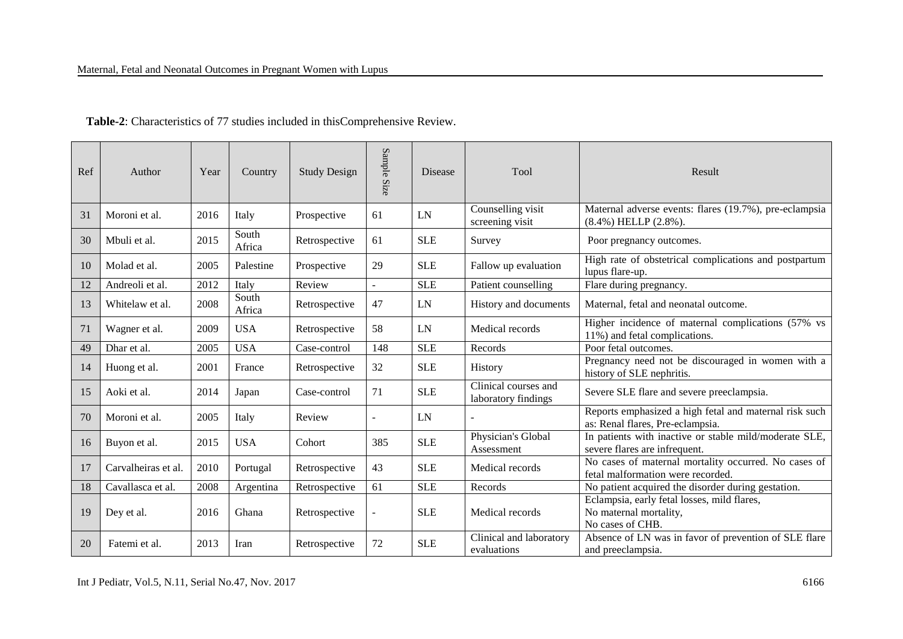**Table-2**: Characteristics of 77 studies included in thisComprehensive Review.

| Ref | Author | Year | Country | Study Design | Sample Size | Disease | Tool | Result |
|---|---|---|---|---|---|---|---|---|
| 31 | Moroni et al. | 2016 | Italy | Prospective | 61 | LN | Counselling visit screening visit | Maternal adverse events: flares (19.7%), pre-eclampsia (8.4%) HELLP (2.8%). |
| 30 | Mbuli et al. | 2015 | South Africa | Retrospective | 61 | SLE | Survey | Poor pregnancy outcomes. |
| 10 | Molad et al. | 2005 | Palestine | Prospective | 29 | SLE | Fallow up evaluation | High rate of obstetrical complications and postpartum lupus flare-up. |
| 12 | Andreoli et al. | 2012 | Italy | Review | - | SLE | Patient counselling | Flare during pregnancy. |
| 13 | Whitelaw et al. | 2008 | South Africa | Retrospective | 47 | LN | History and documents | Maternal, fetal and neonatal outcome. |
| 71 | Wagner et al. | 2009 | USA | Retrospective | 58 | LN | Medical records | Higher incidence of maternal complications (57% vs 11%) and fetal complications. |
| 49 | Dhar et al. | 2005 | USA | Case-control | 148 | SLE | Records | Poor fetal outcomes. |
| 14 | Huong et al. | 2001 | France | Retrospective | 32 | SLE | History | Pregnancy need not be discouraged in women with a history of SLE nephritis. |
| 15 | Aoki et al. | 2014 | Japan | Case-control | 71 | SLE | Clinical courses and laboratory findings | Severe SLE flare and severe preeclampsia. |
| 70 | Moroni et al. | 2005 | Italy | Review | - | LN | - | Reports emphasized a high fetal and maternal risk such as: Renal flares, Pre-eclampsia. |
| 16 | Buyon et al. | 2015 | USA | Cohort | 385 | SLE | Physician's Global Assessment | In patients with inactive or stable mild/moderate SLE, severe flares are infrequent. |
| 17 | Carvalheiras et al. | 2010 | Portugal | Retrospective | 43 | SLE | Medical records | No cases of maternal mortality occurred. No cases of fetal malformation were recorded. |
| 18 | Cavallasca et al. | 2008 | Argentina | Retrospective | 61 | SLE | Records | No patient acquired the disorder during gestation. |
| 19 | Dey et al. | 2016 | Ghana | Retrospective | - | SLE | Medical records | Eclampsia, early fetal losses, mild flares, No maternal mortality, No cases of CHB. |
| 20 | Fatemi et al. | 2013 | Iran | Retrospective | 72 | SLE | Clinical and laboratory evaluations | Absence of LN was in favor of prevention of SLE flare and preeclampsia. |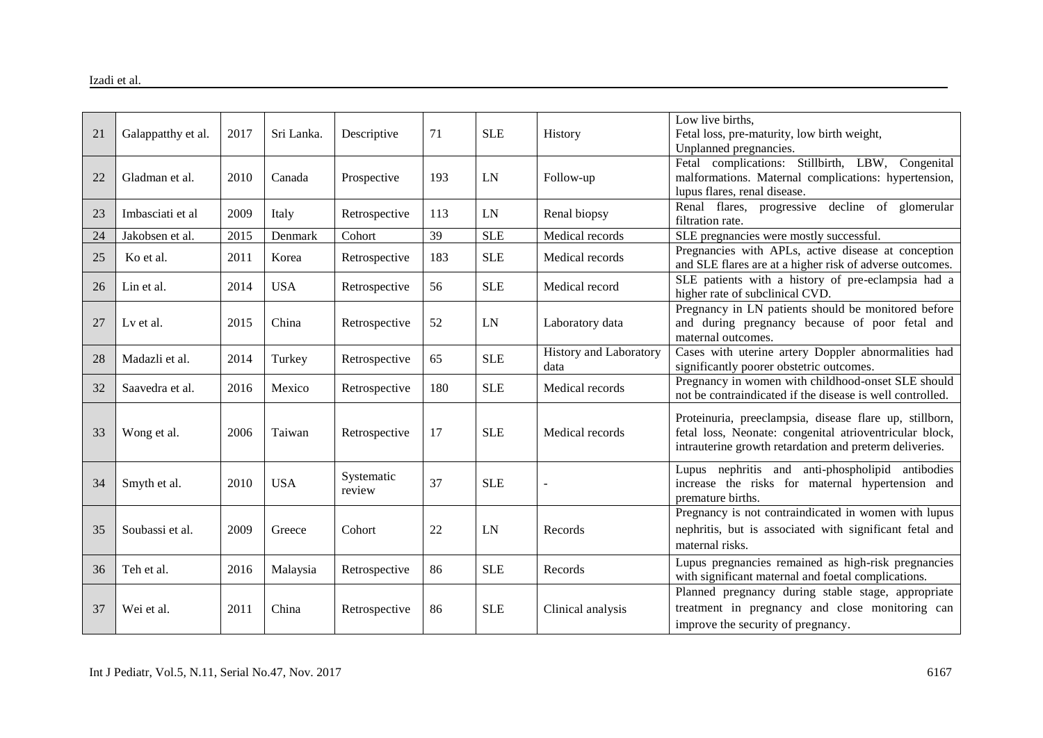| 21 | Galappatthy et al. | 2017 | Sri Lanka. | Descriptive | 71 | SLE | History | Low live births, Fetal loss, pre-maturity, low birth weight, Unplanned pregnancies. |
|---|---|---|---|---|---|---|---|---|
| 22 | Gladman et al. | 2010 | Canada | Prospective | 193 | LN | Follow-up | Fetal complications: Stillbirth, LBW, Congenital malformations. Maternal complications: hypertension, lupus flares, renal disease. |
| 23 | Imbasciati et al | 2009 | Italy | Retrospective | 113 | LN | Renal biopsy | Renal flares, progressive decline of glomerular filtration rate. |
| 24 | Jakobsen et al. | 2015 | Denmark | Cohort | 39 | SLE | Medical records | SLE pregnancies were mostly successful. |
| 25 | Ko et al. | 2011 | Korea | Retrospective | 183 | SLE | Medical records | Pregnancies with APLs, active disease at conception and SLE flares are at a higher risk of adverse outcomes. |
| 26 | Lin et al. | 2014 | USA | Retrospective | 56 | SLE | Medical record | SLE patients with a history of pre-eclampsia had a higher rate of subclinical CVD. |
| 27 | Lv et al. | 2015 | China | Retrospective | 52 | LN | Laboratory data | Pregnancy in LN patients should be monitored before and during pregnancy because of poor fetal and maternal outcomes. |
| 28 | Madazli et al. | 2014 | Turkey | Retrospective | 65 | SLE | History and Laboratory data | Cases with uterine artery Doppler abnormalities had significantly poorer obstetric outcomes. |
| 32 | Saavedra et al. | 2016 | Mexico | Retrospective | 180 | SLE | Medical records | Pregnancy in women with childhood-onset SLE should not be contraindicated if the disease is well controlled. |
| 33 | Wong et al. | 2006 | Taiwan | Retrospective | 17 | SLE | Medical records | Proteinuria, preeclampsia, disease flare up, stillborn, fetal loss, Neonate: congenital atrioventricular block, intrauterine growth retardation and preterm deliveries. |
| 34 | Smyth et al. | 2010 | USA | Systematic review | 37 | SLE | - | Lupus nephritis and anti-phospholipid antibodies increase the risks for maternal hypertension and premature births. |
| 35 | Soubassi et al. | 2009 | Greece | Cohort | 22 | LN | Records | Pregnancy is not contraindicated in women with lupus nephritis, but is associated with significant fetal and maternal risks. |
| 36 | Teh et al. | 2016 | Malaysia | Retrospective | 86 | SLE | Records | Lupus pregnancies remained as high-risk pregnancies with significant maternal and foetal complications. |
| 37 | Wei et al. | 2011 | China | Retrospective | 86 | SLE | Clinical analysis | Planned pregnancy during stable stage, appropriate treatment in pregnancy and close monitoring can improve the security of pregnancy. |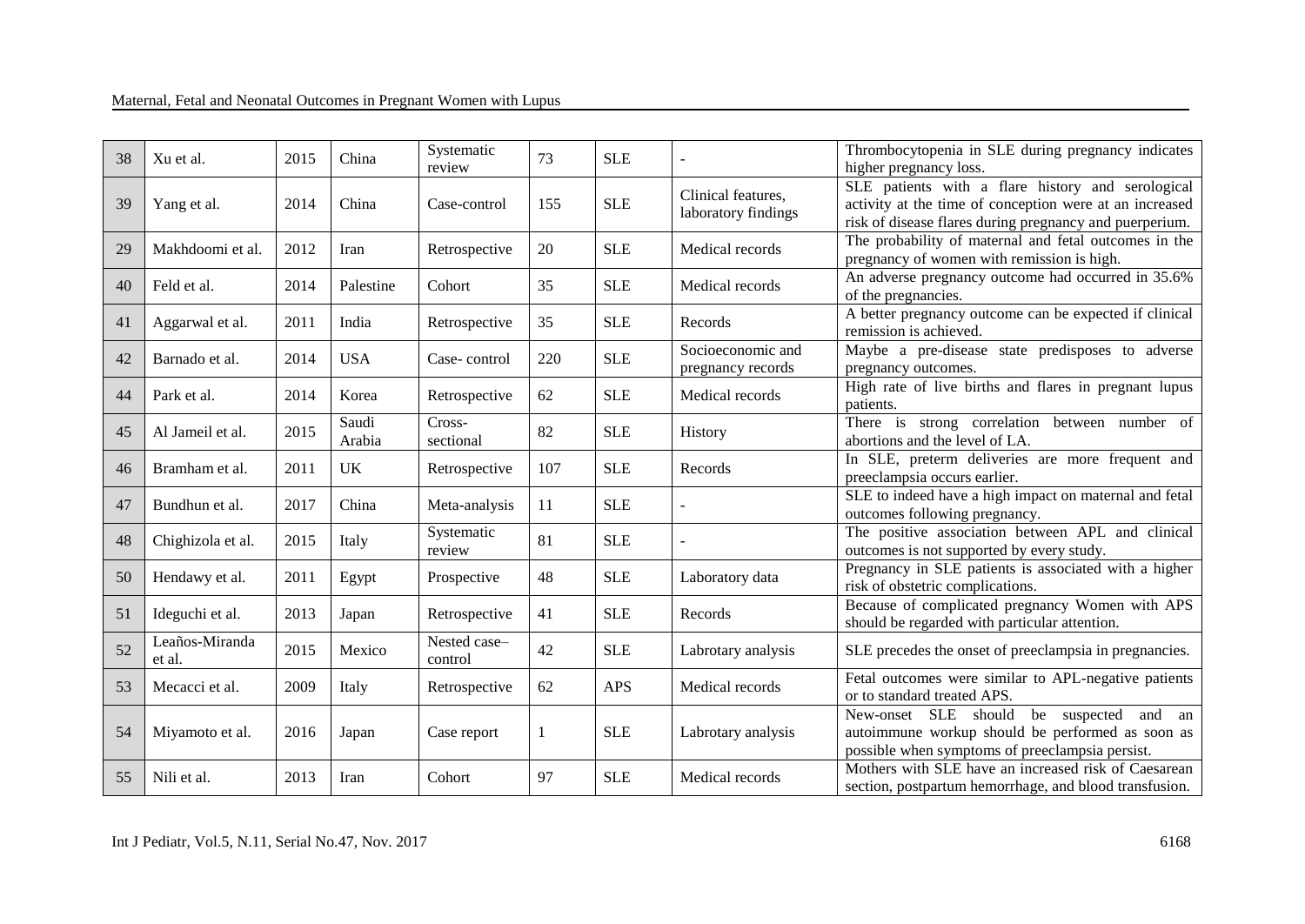| 38 | Xu et al. | 2015 | China | Systematic review | 73 | SLE | - | Thrombocytopenia in SLE during pregnancy indicates higher pregnancy loss. |
|---|---|---|---|---|---|---|---|---|
| 39 | Yang et al. | 2014 | China | Case-control | 155 | SLE | Clinical features, laboratory findings | SLE patients with a flare history and serological activity at the time of conception were at an increased risk of disease flares during pregnancy and puerperium. |
| 29 | Makhdoomi et al. | 2012 | Iran | Retrospective | 20 | SLE | Medical records | The probability of maternal and fetal outcomes in the pregnancy of women with remission is high. |
| 40 | Feld et al. | 2014 | Palestine | Cohort | 35 | SLE | Medical records | An adverse pregnancy outcome had occurred in 35.6% of the pregnancies. |
| 41 | Aggarwal et al. | 2011 | India | Retrospective | 35 | SLE | Records | A better pregnancy outcome can be expected if clinical remission is achieved. |
| 42 | Barnado et al. | 2014 | USA | Case- control | 220 | SLE | Socioeconomic and pregnancy records | Maybe a pre-disease state predisposes to adverse pregnancy outcomes. |
| 44 | Park et al. | 2014 | Korea | Retrospective | 62 | SLE | Medical records | High rate of live births and flares in pregnant lupus patients. |
| 45 | Al Jameil et al. | 2015 | Saudi Arabia | Cross-sectional | 82 | SLE | History | There is strong correlation between number of abortions and the level of LA. |
| 46 | Bramham et al. | 2011 | UK | Retrospective | 107 | SLE | Records | In SLE, preterm deliveries are more frequent and preeclampsia occurs earlier. |
| 47 | Bundhun et al. | 2017 | China | Meta-analysis | 11 | SLE | - | SLE to indeed have a high impact on maternal and fetal outcomes following pregnancy. |
| 48 | Chighizola et al. | 2015 | Italy | Systematic review | 81 | SLE | - | The positive association between APL and clinical outcomes is not supported by every study. |
| 50 | Hendawy et al. | 2011 | Egypt | Prospective | 48 | SLE | Laboratory data | Pregnancy in SLE patients is associated with a higher risk of obstetric complications. |
| 51 | Ideguchi et al. | 2013 | Japan | Retrospective | 41 | SLE | Records | Because of complicated pregnancy Women with APS should be regarded with particular attention. |
| 52 | Leaños-Miranda et al. | 2015 | Mexico | Nested case–control | 42 | SLE | Labrotary analysis | SLE precedes the onset of preeclampsia in pregnancies. |
| 53 | Mecacci et al. | 2009 | Italy | Retrospective | 62 | APS | Medical records | Fetal outcomes were similar to APL-negative patients or to standard treated APS. |
| 54 | Miyamoto et al. | 2016 | Japan | Case report | 1 | SLE | Labrotary analysis | New-onset SLE should be suspected and an autoimmune workup should be performed as soon as possible when symptoms of preeclampsia persist. |
| 55 | Nili et al. | 2013 | Iran | Cohort | 97 | SLE | Medical records | Mothers with SLE have an increased risk of Caesarean section, postpartum hemorrhage, and blood transfusion. |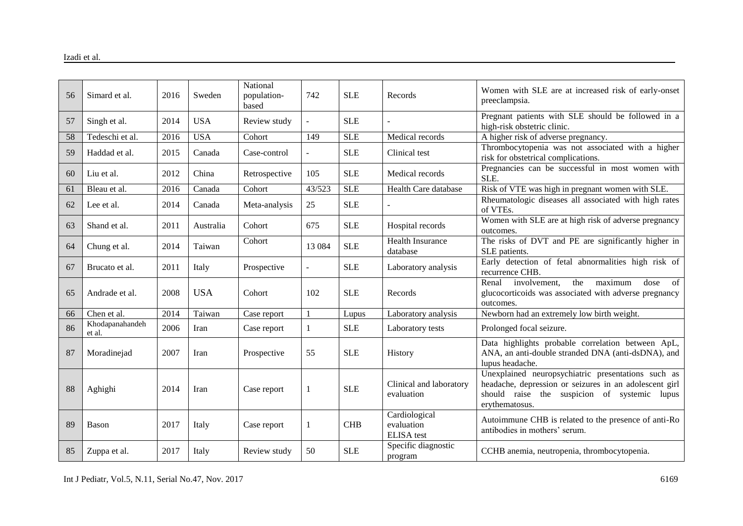| 56 | Simard et al. | 2016 | Sweden | National population-based | 742 | SLE | Records | Women with SLE are at increased risk of early-onset preeclampsia. |
|---|---|---|---|---|---|---|---|---|
| 57 | Singh et al. | 2014 | USA | Review study | - | SLE | - | Pregnant patients with SLE should be followed in a high-risk obstetric clinic. |
| 58 | Tedeschi et al. | 2016 | USA | Cohort | 149 | SLE | Medical records | A higher risk of adverse pregnancy. |
| 59 | Haddad et al. | 2015 | Canada | Case-control | - | SLE | Clinical test | Thrombocytopenia was not associated with a higher risk for obstetrical complications. |
| 60 | Liu et al. | 2012 | China | Retrospective | 105 | SLE | Medical records | Pregnancies can be successful in most women with SLE. |
| 61 | Bleau et al. | 2016 | Canada | Cohort | 43/523 | SLE | Health Care database | Risk of VTE was high in pregnant women with SLE. |
| 62 | Lee et al. | 2014 | Canada | Meta-analysis | 25 | SLE | - | Rheumatologic diseases all associated with high rates of VTEs. |
| 63 | Shand et al. | 2011 | Australia | Cohort | 675 | SLE | Hospital records | Women with SLE are at high risk of adverse pregnancy outcomes. |
| 64 | Chung et al. | 2014 | Taiwan | Cohort | 13 084 | SLE | Health Insurance database | The risks of DVT and PE are significantly higher in SLE patients. |
| 67 | Brucato et al. | 2011 | Italy | Prospective | - | SLE | Laboratory analysis | Early detection of fetal abnormalities high risk of recurrence CHB. |
| 65 | Andrade et al. | 2008 | USA | Cohort | 102 | SLE | Records | Renal involvement, the maximum dose of glucocorticoids was associated with adverse pregnancy outcomes. |
| 66 | Chen et al. | 2014 | Taiwan | Case report | 1 | Lupus | Laboratory analysis | Newborn had an extremely low birth weight. |
| 86 | Khodapanahandeh et al. | 2006 | Iran | Case report | 1 | SLE | Laboratory tests | Prolonged focal seizure. |
| 87 | Moradinejad | 2007 | Iran | Prospective | 55 | SLE | History | Data highlights probable correlation between ApL, ANA, an anti-double stranded DNA (anti-dsDNA), and lupus headache. |
| 88 | Aghighi | 2014 | Iran | Case report | 1 | SLE | Clinical and laboratory evaluation | Unexplained neuropsychiatric presentations such as headache, depression or seizures in an adolescent girl should raise the suspicion of systemic lupus erythematosus. |
| 89 | Bason | 2017 | Italy | Case report | 1 | CHB | Cardiological evaluation ELISA test | Autoimmune CHB is related to the presence of anti-Ro antibodies in mothers' serum. |
| 85 | Zuppa et al. | 2017 | Italy | Review study | 50 | SLE | Specific diagnostic program | CCHB anemia, neutropenia, thrombocytopenia. |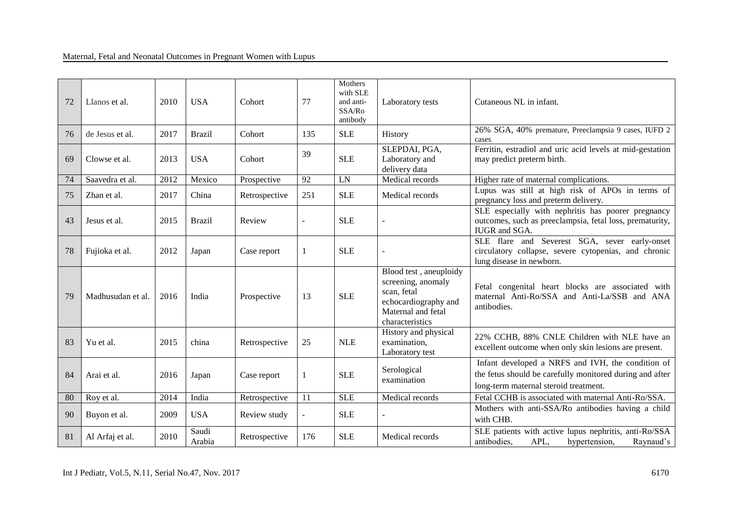| 72 | Llanos et al. | 2010 | USA | Cohort | 77 | Mothers with SLE and anti-SSA/Ro antibody | Laboratory tests | Cutaneous NL in infant. |
|---|---|---|---|---|---|---|---|---|
| 76 | de Jesus et al. | 2017 | Brazil | Cohort | 135 | SLE | History | 26% SGA, 40% premature, Preeclampsia 9 cases, IUFD 2 cases |
| 69 | Clowse et al. | 2013 | USA | Cohort | 39 | SLE | SLEPDAI, PGA, Laboratory and delivery data | Ferritin, estradiol and uric acid levels at mid-gestation may predict preterm birth. |
| 74 | Saavedra et al. | 2012 | Mexico | Prospective | 92 | LN | Medical records | Higher rate of maternal complications. |
| 75 | Zhan et al. | 2017 | China | Retrospective | 251 | SLE | Medical records | Lupus was still at high risk of APOs in terms of pregnancy loss and preterm delivery. |
| 43 | Jesus et al. | 2015 | Brazil | Review | - | SLE | - | SLE especially with nephritis has poorer pregnancy outcomes, such as preeclampsia, fetal loss, prematurity, IUGR and SGA. |
| 78 | Fujioka et al. | 2012 | Japan | Case report | 1 | SLE | - | SLE flare and Severest SGA, sever early-onset circulatory collapse, severe cytopenias, and chronic lung disease in newborn. |
| 79 | Madhusudan et al. | 2016 | India | Prospective | 13 | SLE | Blood test , aneuploidy screening, anomaly scan, fetal echocardiography and Maternal and fetal characteristics | Fetal congenital heart blocks are associated with maternal Anti-Ro/SSA and Anti-La/SSB and ANA antibodies. |
| 83 | Yu et al. | 2015 | china | Retrospective | 25 | NLE | History and physical examination, Laboratory test | 22% CCHB, 88% CNLE Children with NLE have an excellent outcome when only skin lesions are present. |
| 84 | Arai et al. | 2016 | Japan | Case report | 1 | SLE | Serological examination | Infant developed a NRFS and IVH, the condition of the fetus should be carefully monitored during and after long-term maternal steroid treatment. |
| 80 | Roy et al. | 2014 | India | Retrospective | 11 | SLE | Medical records | Fetal CCHB is associated with maternal Anti-Ro/SSA. |
| 90 | Buyon et al. | 2009 | USA | Review study | - | SLE | - | Mothers with anti-SSA/Ro antibodies having a child with CHB. |
| 81 | Al Arfaj et al. | 2010 | Saudi Arabia | Retrospective | 176 | SLE | Medical records | SLE patients with active lupus nephritis, anti-Ro/SSA antibodies, APL, hypertension, Raynaud's |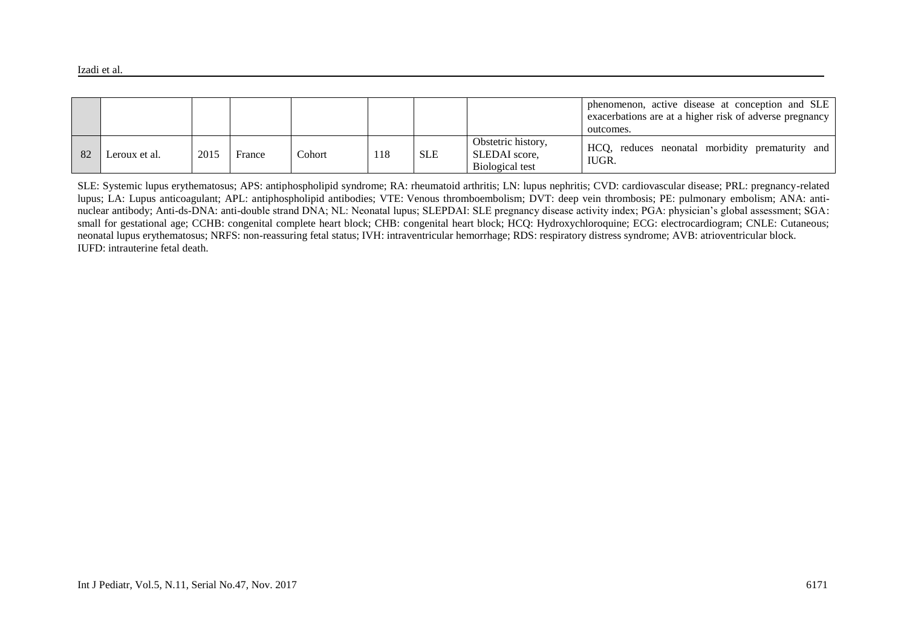| | | | | | | | | |
|---|---|---|---|---|---|---|---|---|
| | | | | | | | | phenomenon, active disease at conception and SLE exacerbations are at a higher risk of adverse pregnancy outcomes. |
| 82 | Leroux et al. | 2015 | France | Cohort | 118 | SLE | Obstetric history, SLEDAI score, Biological test | HCQ, reduces neonatal morbidity prematurity and IUGR. |

SLE: Systemic lupus erythematosus; APS: antiphospholipid syndrome; RA: rheumatoid arthritis; LN: lupus nephritis; CVD: cardiovascular disease; PRL: pregnancy-related lupus; LA: Lupus anticoagulant; APL: antiphospholipid antibodies; VTE: Venous thromboembolism; DVT: deep vein thrombosis; PE: pulmonary embolism; ANA: anti-nuclear antibody; Anti-ds-DNA: anti-double strand DNA; NL: Neonatal lupus; SLEPDAI: SLE pregnancy disease activity index; PGA: physician's global assessment; SGA: small for gestational age; CCHB: congenital complete heart block; CHB: congenital heart block; HCQ: Hydroxychloroquine; ECG: electrocardiogram; CNLE: Cutaneous; neonatal lupus erythematosus; NRFS: non-reassuring fetal status; IVH: intraventricular hemorrhage; RDS: respiratory distress syndrome; AVB: atrioventricular block. IUFD: intrauterine fetal death.